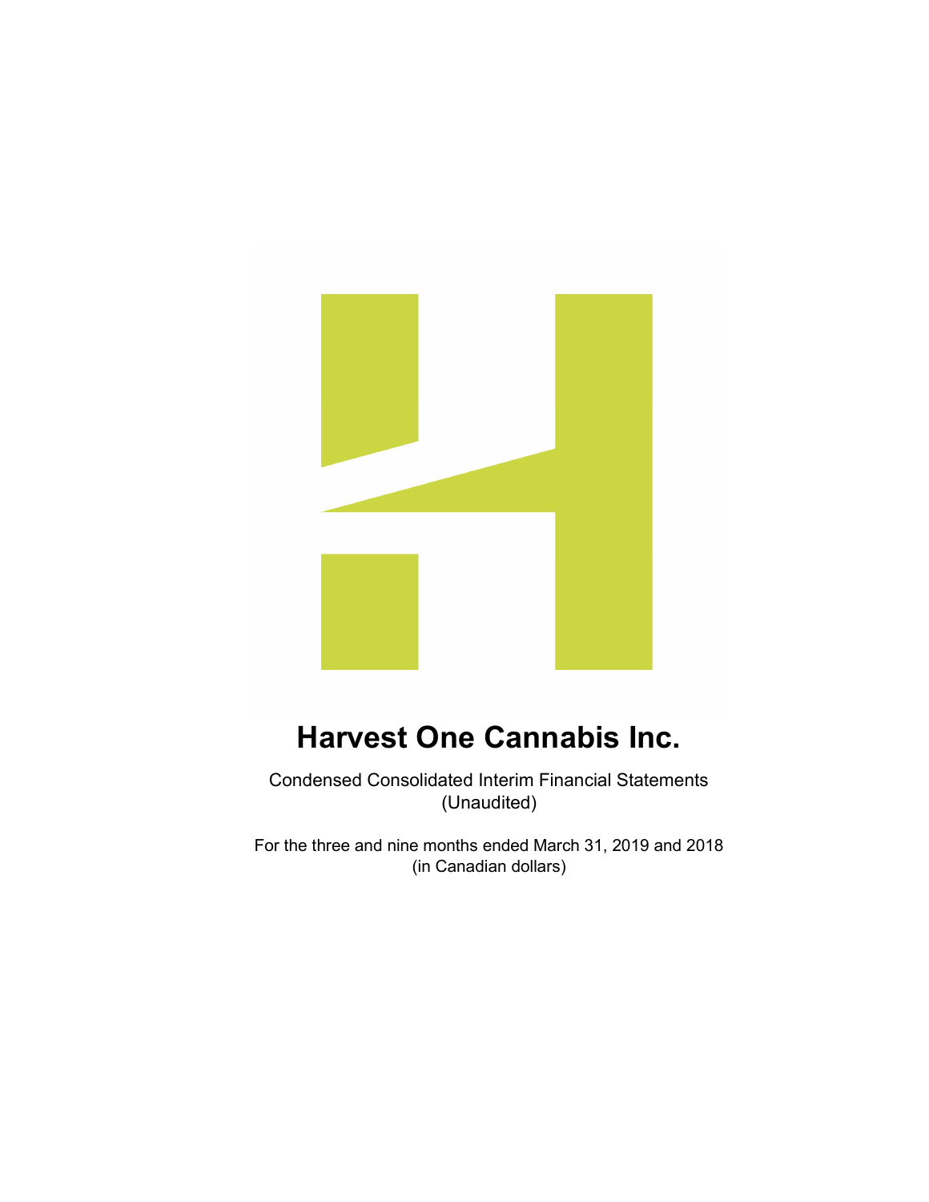# Harvest One Cannabis Inc.

Condensed Consolidated Interim Financial Statements
(Unaudited)

For the three and nine months ended March 31, 2019 and 2018
(in Canadian dollars)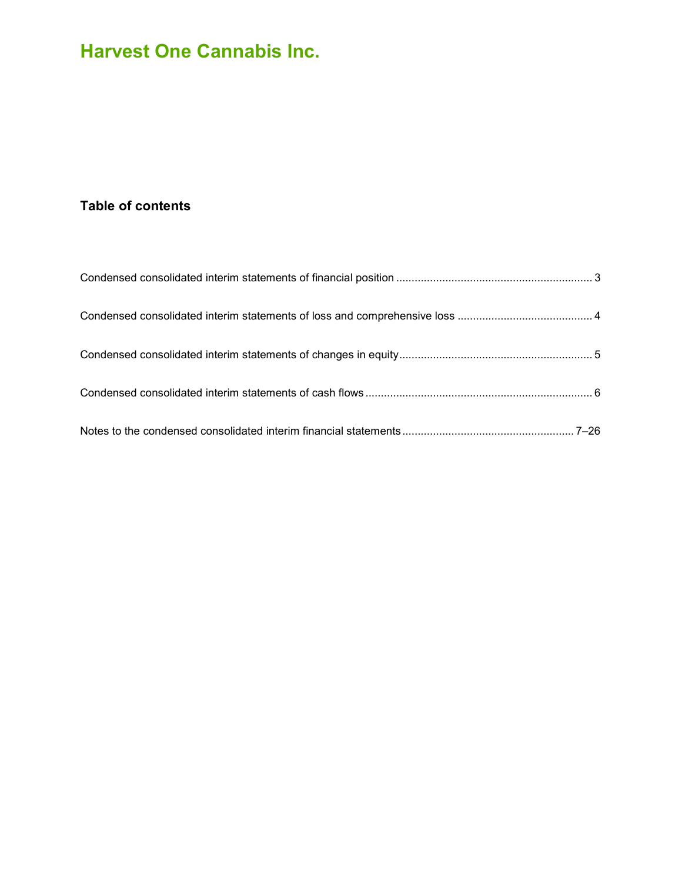# Harvest One Cannabis Inc.

## Table of contents

| | |
|---|---|
| Condensed consolidated interim statements of financial position | 3 |
| Condensed consolidated interim statements of loss and comprehensive loss | 4 |
| Condensed consolidated interim statements of changes in equity | 5 |
| Condensed consolidated interim statements of cash flows | 6 |
| Notes to the condensed consolidated interim financial statements | 7–26 |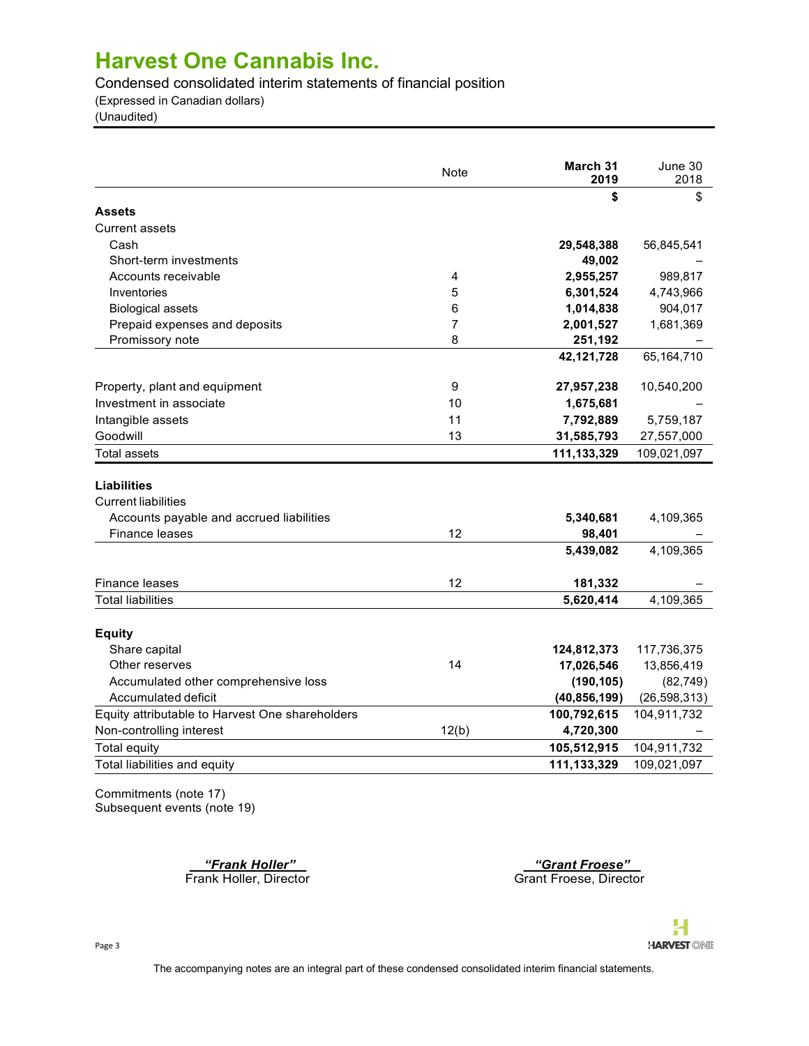# Harvest One Cannabis Inc.

Condensed consolidated interim statements of financial position
(Expressed in Canadian dollars)
(Unaudited)

| | Note | March 31 2019 | June 30 2018 |
|---|---|---|---|
| | | **$** | $ |
| **Assets** | | | |
| Current assets | | | |
| Cash | | **29,548,388** | 56,845,541 |
| Short-term investments | | **49,002** | – |
| Accounts receivable | 4 | **2,955,257** | 989,817 |
| Inventories | 5 | **6,301,524** | 4,743,966 |
| Biological assets | 6 | **1,014,838** | 904,017 |
| Prepaid expenses and deposits | 7 | **2,001,527** | 1,681,369 |
| Promissory note | 8 | **251,192** | – |
| | | **42,121,728** | 65,164,710 |
| Property, plant and equipment | 9 | **27,957,238** | 10,540,200 |
| Investment in associate | 10 | **1,675,681** | – |
| Intangible assets | 11 | **7,792,889** | 5,759,187 |
| Goodwill | 13 | **31,585,793** | 27,557,000 |
| Total assets | | **111,133,329** | 109,021,097 |
| **Liabilities** | | | |
| Current liabilities | | | |
| Accounts payable and accrued liabilities | | **5,340,681** | 4,109,365 |
| Finance leases | 12 | **98,401** | – |
| | | **5,439,082** | 4,109,365 |
| Finance leases | 12 | **181,332** | – |
| Total liabilities | | **5,620,414** | 4,109,365 |
| **Equity** | | | |
| Share capital | | **124,812,373** | 117,736,375 |
| Other reserves | 14 | **17,026,546** | 13,856,419 |
| Accumulated other comprehensive loss | | **(190,105)** | (82,749) |
| Accumulated deficit | | **(40,856,199)** | (26,598,313) |
| Equity attributable to Harvest One shareholders | | **100,792,615** | 104,911,732 |
| Non-controlling interest | 12(b) | **4,720,300** | – |
| Total equity | | **105,512,915** | 104,911,732 |
| Total liabilities and equity | | **111,133,329** | 109,021,097 |

Commitments (note 17)
Subsequent events (note 19)

*"Frank Holler"*
Frank Holler, Director

*"Grant Froese"*
Grant Froese, Director

The accompanying notes are an integral part of these condensed consolidated interim financial statements.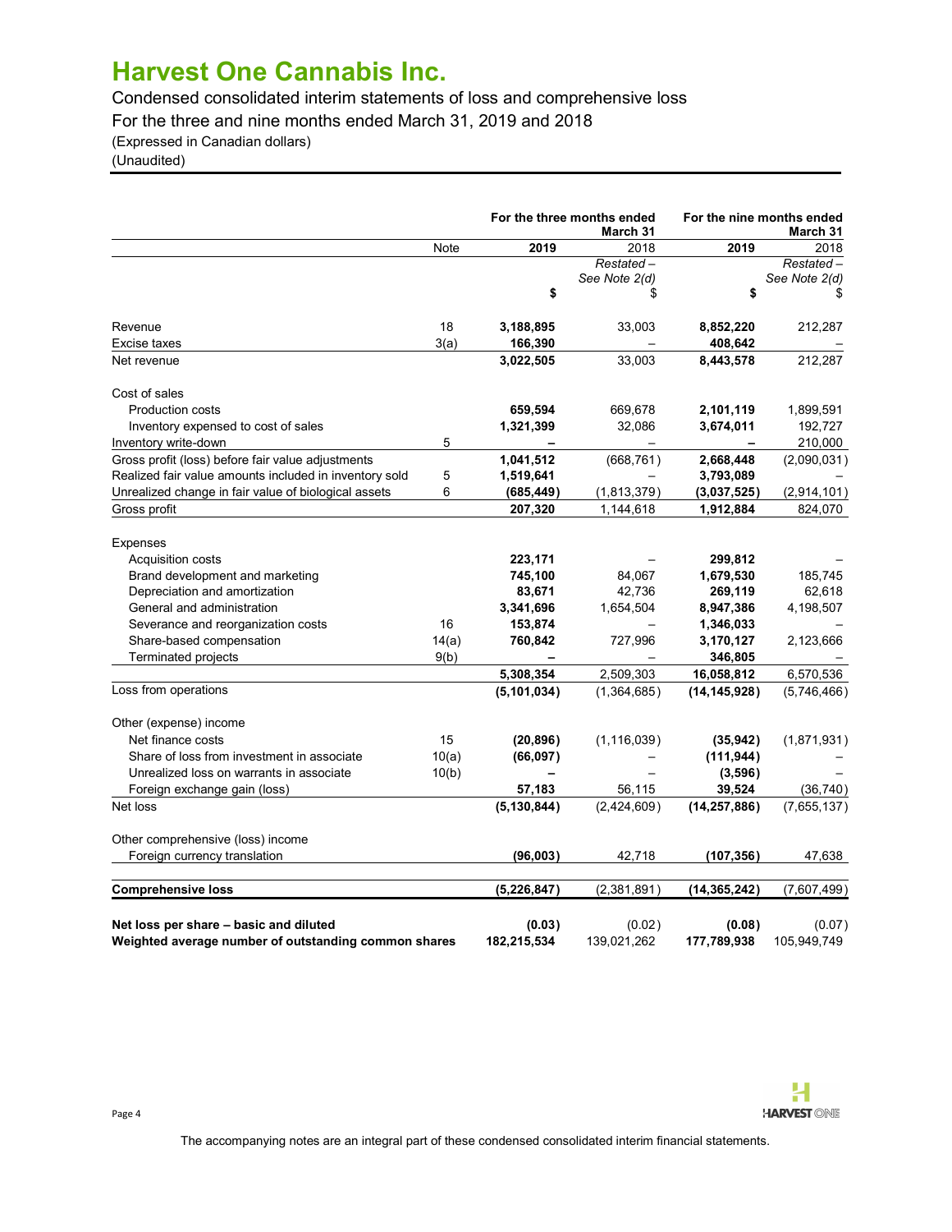# Harvest One Cannabis Inc.

Condensed consolidated interim statements of loss and comprehensive loss

For the three and nine months ended March 31, 2019 and 2018

(Expressed in Canadian dollars)

(Unaudited)

| | Note | For the three months ended March 31 | | For the nine months ended March 31 | |
|---|---|---|---|---|---|
| | | **2019** | 2018 | **2019** | 2018 |
| | | | *Restated – See Note 2(d)* | | *Restated – See Note 2(d)* |
| | | **$** | $ | **$** | $ |
| Revenue | 18 | **3,188,895** | 33,003 | **8,852,220** | 212,287 |
| Excise taxes | 3(a) | **166,390** | – | **408,642** | – |
| Net revenue | | **3,022,505** | 33,003 | **8,443,578** | 212,287 |
| Cost of sales | | | | | |
| Production costs | | **659,594** | 669,678 | **2,101,119** | 1,899,591 |
| Inventory expensed to cost of sales | | **1,321,399** | 32,086 | **3,674,011** | 192,727 |
| Inventory write-down | 5 | **–** | – | **–** | 210,000 |
| Gross profit (loss) before fair value adjustments | | **1,041,512** | (668,761) | **2,668,448** | (2,090,031) |
| Realized fair value amounts included in inventory sold | 5 | **1,519,641** | – | **3,793,089** | – |
| Unrealized change in fair value of biological assets | 6 | **(685,449)** | (1,813,379) | **(3,037,525)** | (2,914,101) |
| Gross profit | | **207,320** | 1,144,618 | **1,912,884** | 824,070 |
| Expenses | | | | | |
| Acquisition costs | | **223,171** | – | **299,812** | – |
| Brand development and marketing | | **745,100** | 84,067 | **1,679,530** | 185,745 |
| Depreciation and amortization | | **83,671** | 42,736 | **269,119** | 62,618 |
| General and administration | | **3,341,696** | 1,654,504 | **8,947,386** | 4,198,507 |
| Severance and reorganization costs | 16 | **153,874** | – | **1,346,033** | – |
| Share-based compensation | 14(a) | **760,842** | 727,996 | **3,170,127** | 2,123,666 |
| Terminated projects | 9(b) | **–** | – | **346,805** | – |
| | | **5,308,354** | 2,509,303 | **16,058,812** | 6,570,536 |
| Loss from operations | | **(5,101,034)** | (1,364,685) | **(14,145,928)** | (5,746,466) |
| Other (expense) income | | | | | |
| Net finance costs | 15 | **(20,896)** | (1,116,039) | **(35,942)** | (1,871,931) |
| Share of loss from investment in associate | 10(a) | **(66,097)** | – | **(111,944)** | – |
| Unrealized loss on warrants in associate | 10(b) | **–** | – | **(3,596)** | – |
| Foreign exchange gain (loss) | | **57,183** | 56,115 | **39,524** | (36,740) |
| Net loss | | **(5,130,844)** | (2,424,609) | **(14,257,886)** | (7,655,137) |
| Other comprehensive (loss) income | | | | | |
| Foreign currency translation | | **(96,003)** | 42,718 | **(107,356)** | 47,638 |
| **Comprehensive loss** | | **(5,226,847)** | (2,381,891) | **(14,365,242)** | (7,607,499) |
| **Net loss per share – basic and diluted** | | **(0.03)** | (0.02) | **(0.08)** | (0.07) |
| **Weighted average number of outstanding common shares** | | **182,215,534** | 139,021,262 | **177,789,938** | 105,949,749 |

The accompanying notes are an integral part of these condensed consolidated interim financial statements.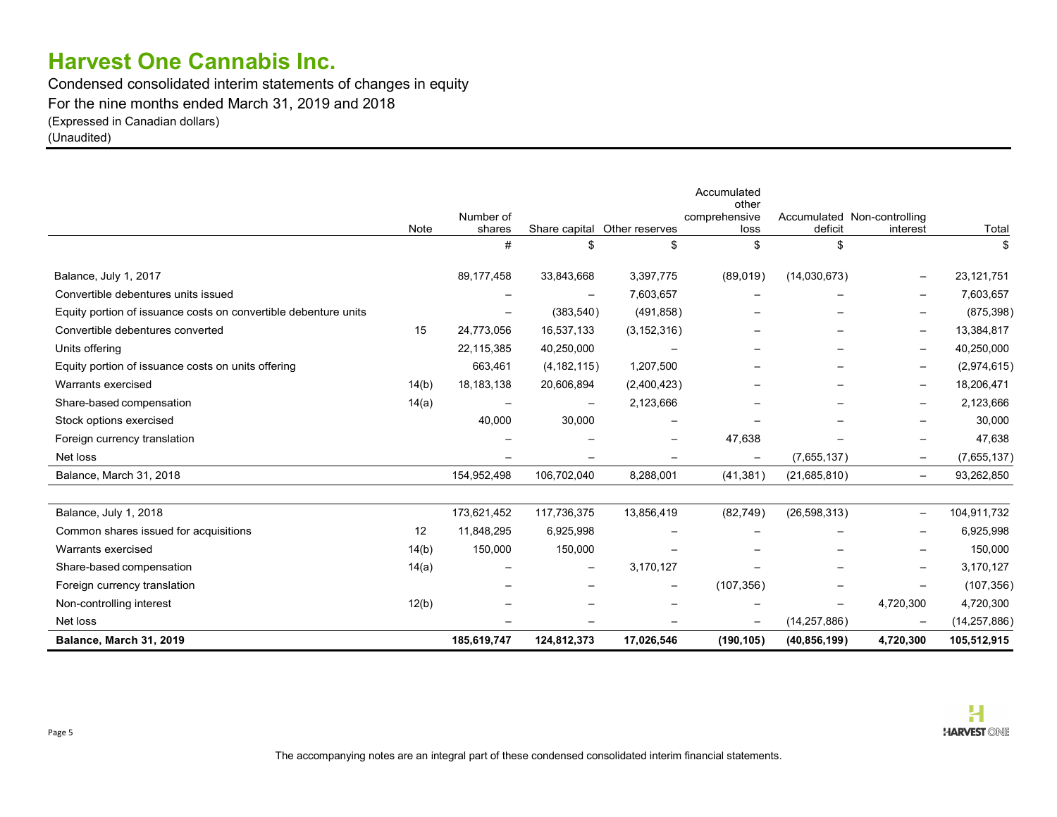# Harvest One Cannabis Inc.

Condensed consolidated interim statements of changes in equity

For the nine months ended March 31, 2019 and 2018

(Expressed in Canadian dollars)

(Unaudited)

| | Note | Number of shares | Share capital | Other reserves | Accumulated other comprehensive loss | Accumulated deficit | Non-controlling interest | Total |
|---|---|---|---|---|---|---|---|---|
| | | # | $ | $ | $ | $ | | $ |
| Balance, July 1, 2017 | | 89,177,458 | 33,843,668 | 3,397,775 | (89,019) | (14,030,673) | – | 23,121,751 |
| Convertible debentures units issued | | – | – | 7,603,657 | – | – | – | 7,603,657 |
| Equity portion of issuance costs on convertible debenture units | | – | (383,540) | (491,858) | – | – | – | (875,398) |
| Convertible debentures converted | 15 | 24,773,056 | 16,537,133 | (3,152,316) | – | – | – | 13,384,817 |
| Units offering | | 22,115,385 | 40,250,000 | – | – | – | – | 40,250,000 |
| Equity portion of issuance costs on units offering | | 663,461 | (4,182,115) | 1,207,500 | – | – | – | (2,974,615) |
| Warrants exercised | 14(b) | 18,183,138 | 20,606,894 | (2,400,423) | – | – | – | 18,206,471 |
| Share-based compensation | 14(a) | – | – | 2,123,666 | – | – | – | 2,123,666 |
| Stock options exercised | | 40,000 | 30,000 | – | – | – | – | 30,000 |
| Foreign currency translation | | – | – | – | 47,638 | – | – | 47,638 |
| Net loss | | – | – | – | – | (7,655,137) | – | (7,655,137) |
| Balance, March 31, 2018 | | 154,952,498 | 106,702,040 | 8,288,001 | (41,381) | (21,685,810) | – | 93,262,850 |
| | | | | | | | | |
| Balance, July 1, 2018 | | 173,621,452 | 117,736,375 | 13,856,419 | (82,749) | (26,598,313) | – | 104,911,732 |
| Common shares issued for acquisitions | 12 | 11,848,295 | 6,925,998 | – | – | – | – | 6,925,998 |
| Warrants exercised | 14(b) | 150,000 | 150,000 | – | – | – | – | 150,000 |
| Share-based compensation | 14(a) | – | – | 3,170,127 | – | – | – | 3,170,127 |
| Foreign currency translation | | – | – | – | (107,356) | – | – | (107,356) |
| Non-controlling interest | 12(b) | – | – | – | – | – | 4,720,300 | 4,720,300 |
| Net loss | | – | – | – | – | (14,257,886) | – | (14,257,886) |
| **Balance, March 31, 2019** | | **185,619,747** | **124,812,373** | **17,026,546** | **(190,105)** | **(40,856,199)** | **4,720,300** | **105,512,915** |

The accompanying notes are an integral part of these condensed consolidated interim financial statements.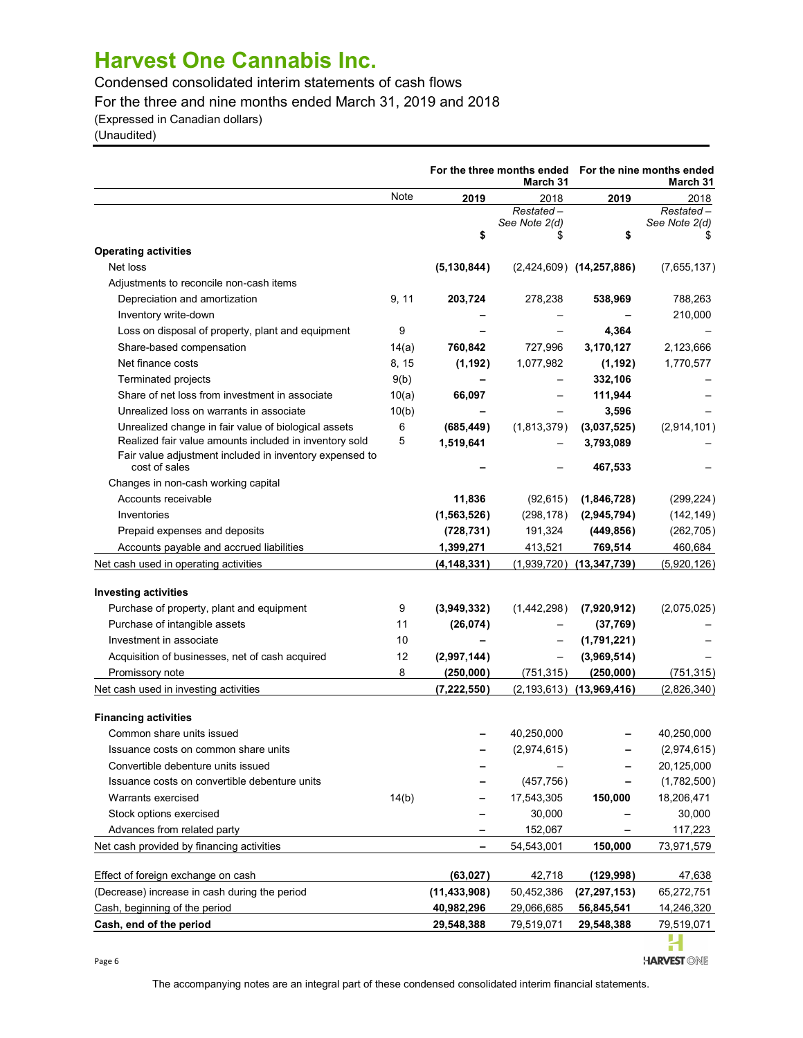# Harvest One Cannabis Inc.

Condensed consolidated interim statements of cash flows
For the three and nine months ended March 31, 2019 and 2018
(Expressed in Canadian dollars)
(Unaudited)

| | | For the three months ended March 31 | | For the nine months ended March 31 | |
|---|---|---|---|---|---|
| | Note | **2019** | 2018 | **2019** | 2018 |
| | | | *Restated – See Note 2(d)* | | *Restated – See Note 2(d)* |
| | | **$** | $ | **$** | $ |
| **Operating activities** | | | | | |
| Net loss | | **(5,130,844)** | (2,424,609) | **(14,257,886)** | (7,655,137) |
| Adjustments to reconcile non-cash items | | | | | |
| Depreciation and amortization | 9, 11 | **203,724** | 278,238 | **538,969** | 788,263 |
| Inventory write-down | | **–** | – | **–** | 210,000 |
| Loss on disposal of property, plant and equipment | 9 | **–** | – | **4,364** | – |
| Share-based compensation | 14(a) | **760,842** | 727,996 | **3,170,127** | 2,123,666 |
| Net finance costs | 8, 15 | **(1,192)** | 1,077,982 | **(1,192)** | 1,770,577 |
| Terminated projects | 9(b) | **–** | – | **332,106** | – |
| Share of net loss from investment in associate | 10(a) | **66,097** | – | **111,944** | – |
| Unrealized loss on warrants in associate | 10(b) | **–** | – | **3,596** | – |
| Unrealized change in fair value of biological assets | 6 | **(685,449)** | (1,813,379) | **(3,037,525)** | (2,914,101) |
| Realized fair value amounts included in inventory sold | 5 | **1,519,641** | – | **3,793,089** | – |
| Fair value adjustment included in inventory expensed to cost of sales | | **–** | – | **467,533** | – |
| Changes in non-cash working capital | | | | | |
| Accounts receivable | | **11,836** | (92,615) | **(1,846,728)** | (299,224) |
| Inventories | | **(1,563,526)** | (298,178) | **(2,945,794)** | (142,149) |
| Prepaid expenses and deposits | | **(728,731)** | 191,324 | **(449,856)** | (262,705) |
| Accounts payable and accrued liabilities | | **1,399,271** | 413,521 | **769,514** | 460,684 |
| Net cash used in operating activities | | **(4,148,331)** | (1,939,720) | **(13,347,739)** | (5,920,126) |
| **Investing activities** | | | | | |
| Purchase of property, plant and equipment | 9 | **(3,949,332)** | (1,442,298) | **(7,920,912)** | (2,075,025) |
| Purchase of intangible assets | 11 | **(26,074)** | – | **(37,769)** | – |
| Investment in associate | 10 | **–** | – | **(1,791,221)** | – |
| Acquisition of businesses, net of cash acquired | 12 | **(2,997,144)** | – | **(3,969,514)** | – |
| Promissory note | 8 | **(250,000)** | (751,315) | **(250,000)** | (751,315) |
| Net cash used in investing activities | | **(7,222,550)** | (2,193,613) | **(13,969,416)** | (2,826,340) |
| **Financing activities** | | | | | |
| Common share units issued | | **–** | 40,250,000 | **–** | 40,250,000 |
| Issuance costs on common share units | | **–** | (2,974,615) | **–** | (2,974,615) |
| Convertible debenture units issued | | **–** | – | **–** | 20,125,000 |
| Issuance costs on convertible debenture units | | **–** | (457,756) | **–** | (1,782,500) |
| Warrants exercised | 14(b) | **–** | 17,543,305 | **150,000** | 18,206,471 |
| Stock options exercised | | **–** | 30,000 | **–** | 30,000 |
| Advances from related party | | **–** | 152,067 | **–** | 117,223 |
| Net cash provided by financing activities | | **–** | 54,543,001 | **150,000** | 73,971,579 |
| Effect of foreign exchange on cash | | **(63,027)** | 42,718 | **(129,998)** | 47,638 |
| (Decrease) increase in cash during the period | | **(11,433,908)** | 50,452,386 | **(27,297,153)** | 65,272,751 |
| Cash, beginning of the period | | **40,982,296** | 29,066,685 | **56,845,541** | 14,246,320 |
| **Cash, end of the period** | | **29,548,388** | 79,519,071 | **29,548,388** | 79,519,071 |

The accompanying notes are an integral part of these condensed consolidated interim financial statements.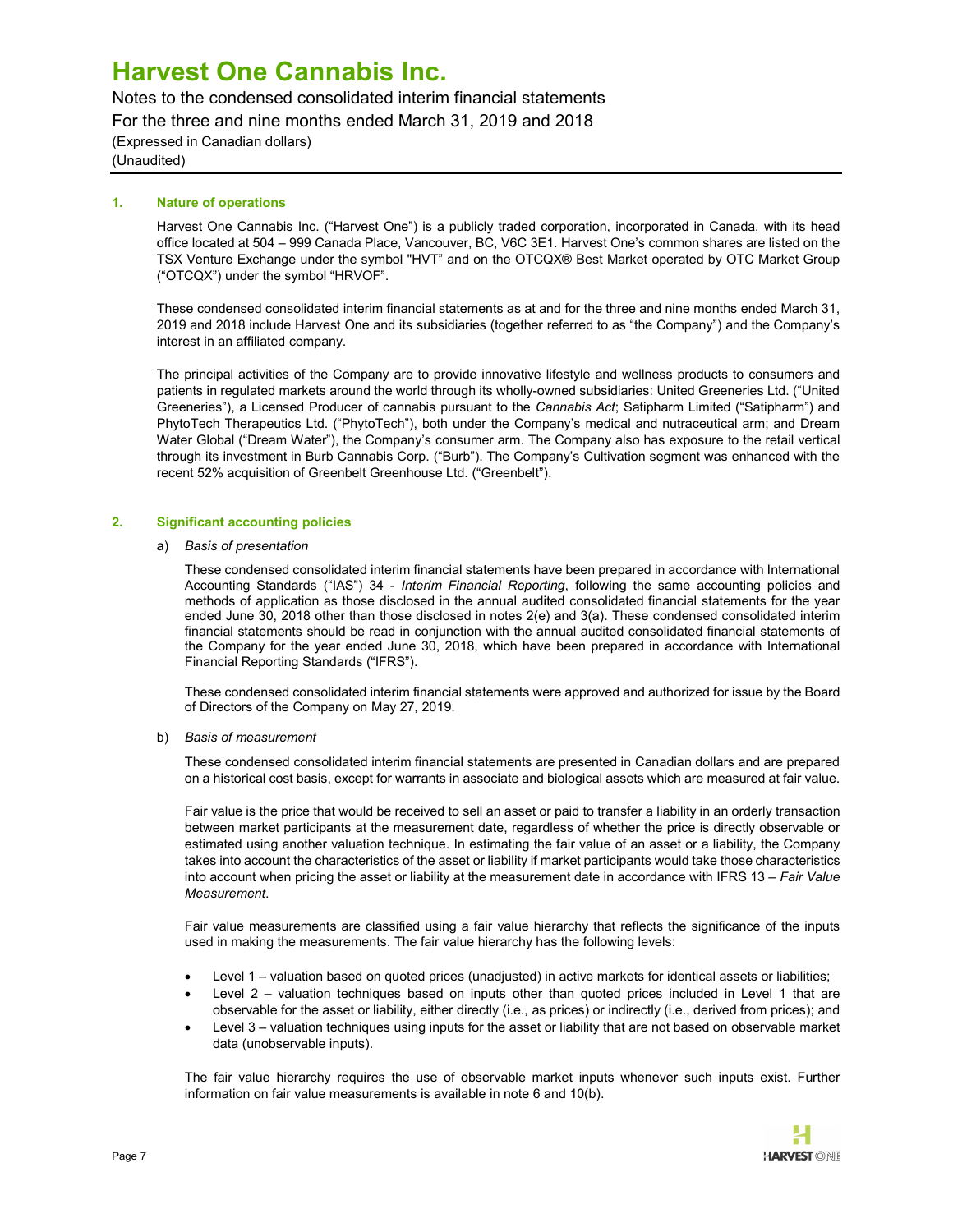## 1. Nature of operations

Harvest One Cannabis Inc. ("Harvest One") is a publicly traded corporation, incorporated in Canada, with its head office located at 504 – 999 Canada Place, Vancouver, BC, V6C 3E1. Harvest One's common shares are listed on the TSX Venture Exchange under the symbol "HVT" and on the OTCQX® Best Market operated by OTC Market Group ("OTCQX") under the symbol "HRVOF".

These condensed consolidated interim financial statements as at and for the three and nine months ended March 31, 2019 and 2018 include Harvest One and its subsidiaries (together referred to as "the Company") and the Company's interest in an affiliated company.

The principal activities of the Company are to provide innovative lifestyle and wellness products to consumers and patients in regulated markets around the world through its wholly-owned subsidiaries: United Greeneries Ltd. ("United Greeneries"), a Licensed Producer of cannabis pursuant to the *Cannabis Act*; Satipharm Limited ("Satipharm") and PhytoTech Therapeutics Ltd. ("PhytoTech"), both under the Company's medical and nutraceutical arm; and Dream Water Global ("Dream Water"), the Company's consumer arm. The Company also has exposure to the retail vertical through its investment in Burb Cannabis Corp. ("Burb"). The Company's Cultivation segment was enhanced with the recent 52% acquisition of Greenbelt Greenhouse Ltd. ("Greenbelt").

## 2. Significant accounting policies

a) *Basis of presentation*

These condensed consolidated interim financial statements have been prepared in accordance with International Accounting Standards ("IAS") 34 - *Interim Financial Reporting*, following the same accounting policies and methods of application as those disclosed in the annual audited consolidated financial statements for the year ended June 30, 2018 other than those disclosed in notes 2(e) and 3(a). These condensed consolidated interim financial statements should be read in conjunction with the annual audited consolidated financial statements of the Company for the year ended June 30, 2018, which have been prepared in accordance with International Financial Reporting Standards ("IFRS").

These condensed consolidated interim financial statements were approved and authorized for issue by the Board of Directors of the Company on May 27, 2019.

b) *Basis of measurement*

These condensed consolidated interim financial statements are presented in Canadian dollars and are prepared on a historical cost basis, except for warrants in associate and biological assets which are measured at fair value.

Fair value is the price that would be received to sell an asset or paid to transfer a liability in an orderly transaction between market participants at the measurement date, regardless of whether the price is directly observable or estimated using another valuation technique. In estimating the fair value of an asset or a liability, the Company takes into account the characteristics of the asset or liability if market participants would take those characteristics into account when pricing the asset or liability at the measurement date in accordance with IFRS 13 – *Fair Value Measurement*.

Fair value measurements are classified using a fair value hierarchy that reflects the significance of the inputs used in making the measurements. The fair value hierarchy has the following levels:

- Level 1 – valuation based on quoted prices (unadjusted) in active markets for identical assets or liabilities;
- Level 2 – valuation techniques based on inputs other than quoted prices included in Level 1 that are observable for the asset or liability, either directly (i.e., as prices) or indirectly (i.e., derived from prices); and
- Level 3 – valuation techniques using inputs for the asset or liability that are not based on observable market data (unobservable inputs).

The fair value hierarchy requires the use of observable market inputs whenever such inputs exist. Further information on fair value measurements is available in note 6 and 10(b).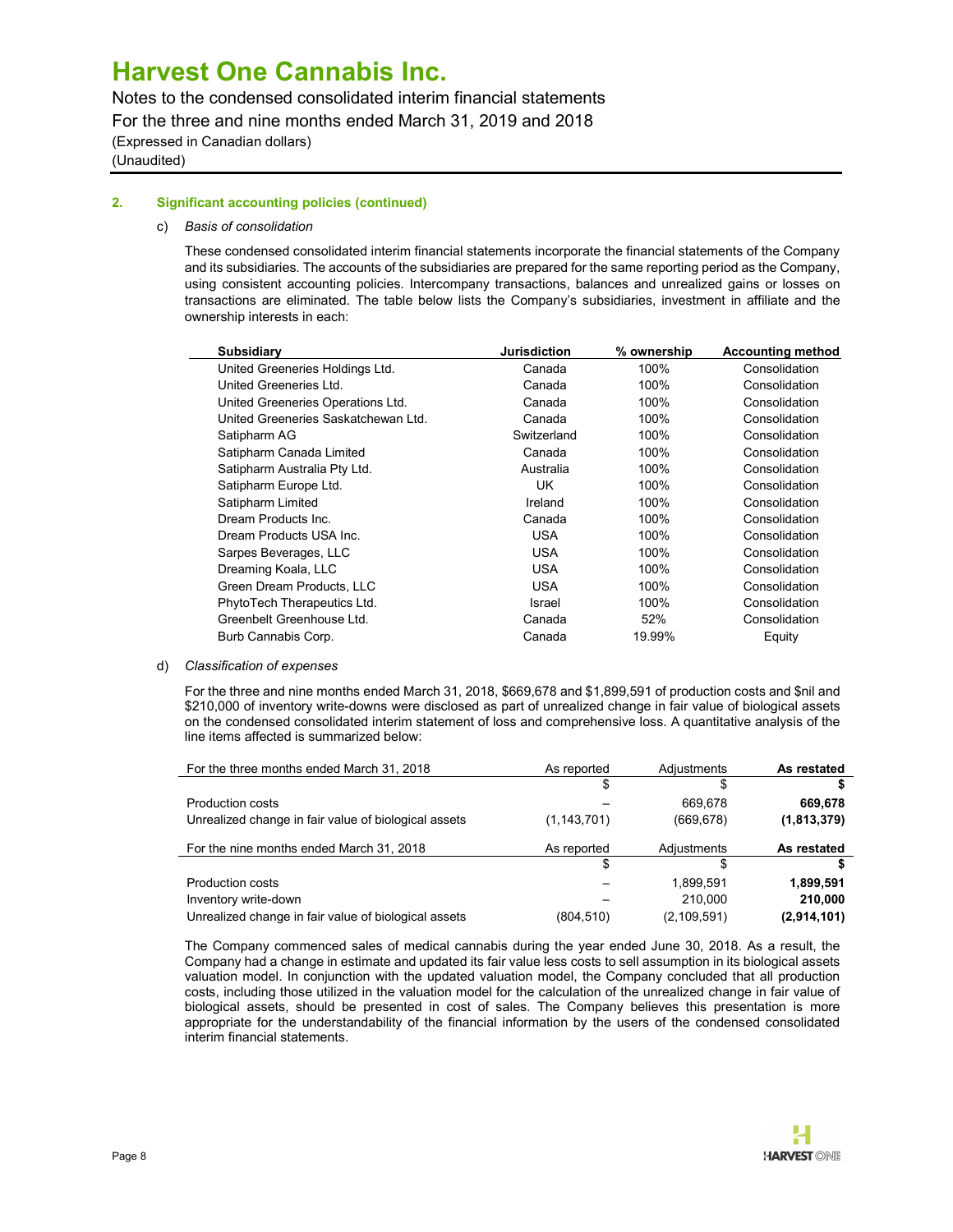## 2. Significant accounting policies (continued)

c) *Basis of consolidation*

These condensed consolidated interim financial statements incorporate the financial statements of the Company and its subsidiaries. The accounts of the subsidiaries are prepared for the same reporting period as the Company, using consistent accounting policies. Intercompany transactions, balances and unrealized gains or losses on transactions are eliminated. The table below lists the Company's subsidiaries, investment in affiliate and the ownership interests in each:

| Subsidiary | Jurisdiction | % ownership | Accounting method |
|---|---|---|---|
| United Greeneries Holdings Ltd. | Canada | 100% | Consolidation |
| United Greeneries Ltd. | Canada | 100% | Consolidation |
| United Greeneries Operations Ltd. | Canada | 100% | Consolidation |
| United Greeneries Saskatchewan Ltd. | Canada | 100% | Consolidation |
| Satipharm AG | Switzerland | 100% | Consolidation |
| Satipharm Canada Limited | Canada | 100% | Consolidation |
| Satipharm Australia Pty Ltd. | Australia | 100% | Consolidation |
| Satipharm Europe Ltd. | UK | 100% | Consolidation |
| Satipharm Limited | Ireland | 100% | Consolidation |
| Dream Products Inc. | Canada | 100% | Consolidation |
| Dream Products USA Inc. | USA | 100% | Consolidation |
| Sarpes Beverages, LLC | USA | 100% | Consolidation |
| Dreaming Koala, LLC | USA | 100% | Consolidation |
| Green Dream Products, LLC | USA | 100% | Consolidation |
| PhytoTech Therapeutics Ltd. | Israel | 100% | Consolidation |
| Greenbelt Greenhouse Ltd. | Canada | 52% | Consolidation |
| Burb Cannabis Corp. | Canada | 19.99% | Equity |

d) *Classification of expenses*

For the three and nine months ended March 31, 2018, $669,678 and $1,899,591 of production costs and $nil and $210,000 of inventory write-downs were disclosed as part of unrealized change in fair value of biological assets on the condensed consolidated interim statement of loss and comprehensive loss. A quantitative analysis of the line items affected is summarized below:

| For the three months ended March 31, 2018 | As reported | Adjustments | **As restated** |
|---|---|---|---|
| | $ | $ | **$** |
| Production costs | – | 669,678 | **669,678** |
| Unrealized change in fair value of biological assets | (1,143,701) | (669,678) | **(1,813,379)** |

| For the nine months ended March 31, 2018 | As reported | Adjustments | **As restated** |
|---|---|---|---|
| | $ | $ | **$** |
| Production costs | – | 1,899,591 | **1,899,591** |
| Inventory write-down | – | 210,000 | **210,000** |
| Unrealized change in fair value of biological assets | (804,510) | (2,109,591) | **(2,914,101)** |

The Company commenced sales of medical cannabis during the year ended June 30, 2018. As a result, the Company had a change in estimate and updated its fair value less costs to sell assumption in its biological assets valuation model. In conjunction with the updated valuation model, the Company concluded that all production costs, including those utilized in the valuation model for the calculation of the unrealized change in fair value of biological assets, should be presented in cost of sales. The Company believes this presentation is more appropriate for the understandability of the financial information by the users of the condensed consolidated interim financial statements.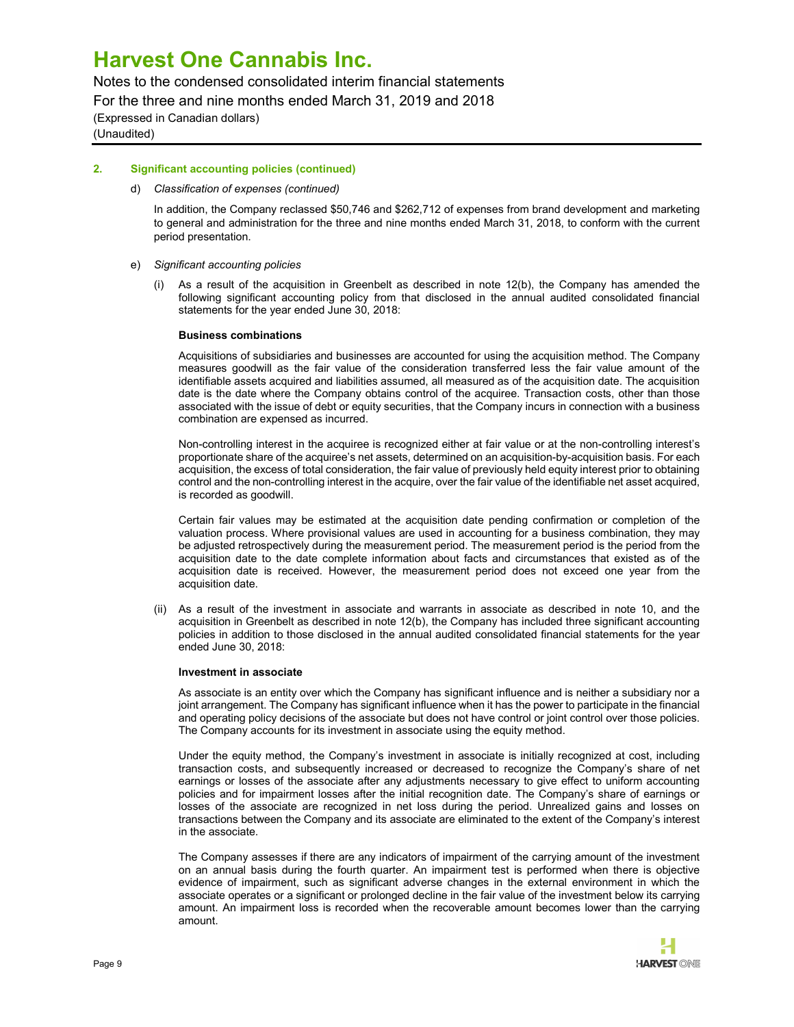## 2. Significant accounting policies (continued)

d) *Classification of expenses (continued)*

In addition, the Company reclassed $50,746 and $262,712 of expenses from brand development and marketing to general and administration for the three and nine months ended March 31, 2018, to conform with the current period presentation.

e) *Significant accounting policies*

(i) As a result of the acquisition in Greenbelt as described in note 12(b), the Company has amended the following significant accounting policy from that disclosed in the annual audited consolidated financial statements for the year ended June 30, 2018:

**Business combinations**

Acquisitions of subsidiaries and businesses are accounted for using the acquisition method. The Company measures goodwill as the fair value of the consideration transferred less the fair value amount of the identifiable assets acquired and liabilities assumed, all measured as of the acquisition date. The acquisition date is the date where the Company obtains control of the acquiree. Transaction costs, other than those associated with the issue of debt or equity securities, that the Company incurs in connection with a business combination are expensed as incurred.

Non-controlling interest in the acquiree is recognized either at fair value or at the non-controlling interest's proportionate share of the acquiree's net assets, determined on an acquisition-by-acquisition basis. For each acquisition, the excess of total consideration, the fair value of previously held equity interest prior to obtaining control and the non-controlling interest in the acquire, over the fair value of the identifiable net asset acquired, is recorded as goodwill.

Certain fair values may be estimated at the acquisition date pending confirmation or completion of the valuation process. Where provisional values are used in accounting for a business combination, they may be adjusted retrospectively during the measurement period. The measurement period is the period from the acquisition date to the date complete information about facts and circumstances that existed as of the acquisition date is received. However, the measurement period does not exceed one year from the acquisition date.

(ii) As a result of the investment in associate and warrants in associate as described in note 10, and the acquisition in Greenbelt as described in note 12(b), the Company has included three significant accounting policies in addition to those disclosed in the annual audited consolidated financial statements for the year ended June 30, 2018:

**Investment in associate**

As associate is an entity over which the Company has significant influence and is neither a subsidiary nor a joint arrangement. The Company has significant influence when it has the power to participate in the financial and operating policy decisions of the associate but does not have control or joint control over those policies. The Company accounts for its investment in associate using the equity method.

Under the equity method, the Company's investment in associate is initially recognized at cost, including transaction costs, and subsequently increased or decreased to recognize the Company's share of net earnings or losses of the associate after any adjustments necessary to give effect to uniform accounting policies and for impairment losses after the initial recognition date. The Company's share of earnings or losses of the associate are recognized in net loss during the period. Unrealized gains and losses on transactions between the Company and its associate are eliminated to the extent of the Company's interest in the associate.

The Company assesses if there are any indicators of impairment of the carrying amount of the investment on an annual basis during the fourth quarter. An impairment test is performed when there is objective evidence of impairment, such as significant adverse changes in the external environment in which the associate operates or a significant or prolonged decline in the fair value of the investment below its carrying amount. An impairment loss is recorded when the recoverable amount becomes lower than the carrying amount.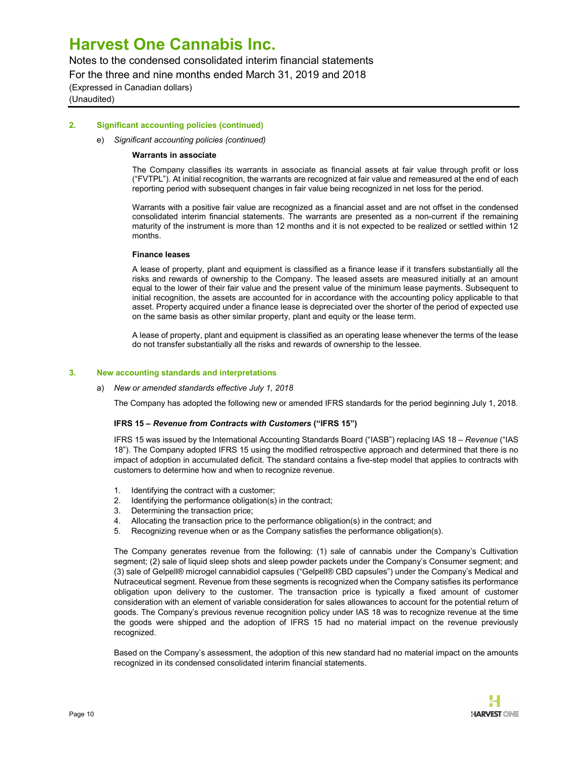### 2. Significant accounting policies (continued)

e) *Significant accounting policies (continued)*

**Warrants in associate**

The Company classifies its warrants in associate as financial assets at fair value through profit or loss ("FVTPL"). At initial recognition, the warrants are recognized at fair value and remeasured at the end of each reporting period with subsequent changes in fair value being recognized in net loss for the period.

Warrants with a positive fair value are recognized as a financial asset and are not offset in the condensed consolidated interim financial statements. The warrants are presented as a non-current if the remaining maturity of the instrument is more than 12 months and it is not expected to be realized or settled within 12 months.

**Finance leases**

A lease of property, plant and equipment is classified as a finance lease if it transfers substantially all the risks and rewards of ownership to the Company. The leased assets are measured initially at an amount equal to the lower of their fair value and the present value of the minimum lease payments. Subsequent to initial recognition, the assets are accounted for in accordance with the accounting policy applicable to that asset. Property acquired under a finance lease is depreciated over the shorter of the period of expected use on the same basis as other similar property, plant and equity or the lease term.

A lease of property, plant and equipment is classified as an operating lease whenever the terms of the lease do not transfer substantially all the risks and rewards of ownership to the lessee.

### 3. New accounting standards and interpretations

a) *New or amended standards effective July 1, 2018*

The Company has adopted the following new or amended IFRS standards for the period beginning July 1, 2018.

**IFRS 15 – *Revenue from Contracts with Customers* ("IFRS 15")**

IFRS 15 was issued by the International Accounting Standards Board ("IASB") replacing IAS 18 – *Revenue* ("IAS 18"). The Company adopted IFRS 15 using the modified retrospective approach and determined that there is no impact of adoption in accumulated deficit. The standard contains a five-step model that applies to contracts with customers to determine how and when to recognize revenue.

1. Identifying the contract with a customer;
2. Identifying the performance obligation(s) in the contract;
3. Determining the transaction price;
4. Allocating the transaction price to the performance obligation(s) in the contract; and
5. Recognizing revenue when or as the Company satisfies the performance obligation(s).

The Company generates revenue from the following: (1) sale of cannabis under the Company's Cultivation segment; (2) sale of liquid sleep shots and sleep powder packets under the Company's Consumer segment; and (3) sale of Gelpell® microgel cannabidiol capsules ("Gelpell® CBD capsules") under the Company's Medical and Nutraceutical segment. Revenue from these segments is recognized when the Company satisfies its performance obligation upon delivery to the customer. The transaction price is typically a fixed amount of customer consideration with an element of variable consideration for sales allowances to account for the potential return of goods. The Company's previous revenue recognition policy under IAS 18 was to recognize revenue at the time the goods were shipped and the adoption of IFRS 15 had no material impact on the revenue previously recognized.

Based on the Company's assessment, the adoption of this new standard had no material impact on the amounts recognized in its condensed consolidated interim financial statements.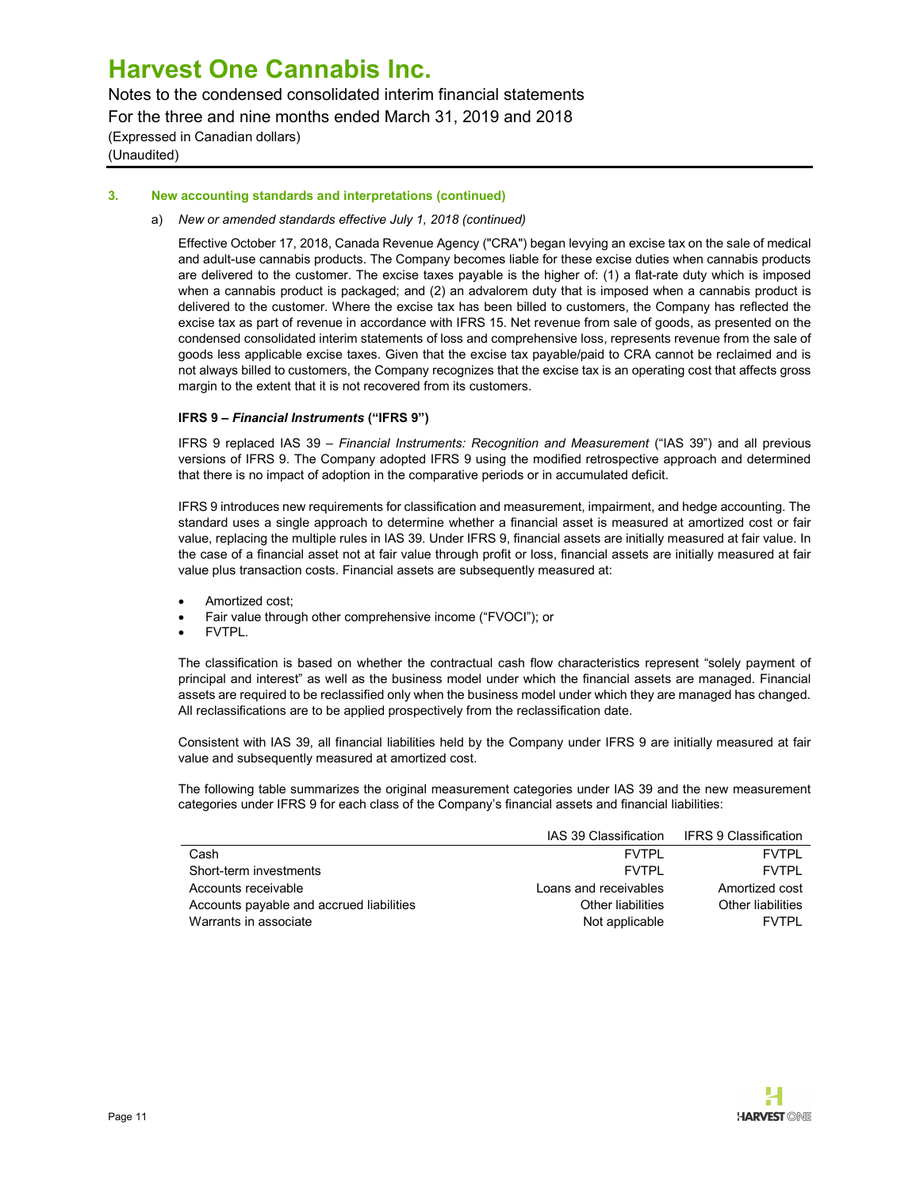### 3. New accounting standards and interpretations (continued)

a) *New or amended standards effective July 1, 2018 (continued)*

Effective October 17, 2018, Canada Revenue Agency ("CRA") began levying an excise tax on the sale of medical and adult-use cannabis products. The Company becomes liable for these excise duties when cannabis products are delivered to the customer. The excise taxes payable is the higher of: (1) a flat-rate duty which is imposed when a cannabis product is packaged; and (2) an advalorem duty that is imposed when a cannabis product is delivered to the customer. Where the excise tax has been billed to customers, the Company has reflected the excise tax as part of revenue in accordance with IFRS 15. Net revenue from sale of goods, as presented on the condensed consolidated interim statements of loss and comprehensive loss, represents revenue from the sale of goods less applicable excise taxes. Given that the excise tax payable/paid to CRA cannot be reclaimed and is not always billed to customers, the Company recognizes that the excise tax is an operating cost that affects gross margin to the extent that it is not recovered from its customers.

**IFRS 9 – *Financial Instruments* ("IFRS 9")**

IFRS 9 replaced IAS 39 – *Financial Instruments: Recognition and Measurement* ("IAS 39") and all previous versions of IFRS 9. The Company adopted IFRS 9 using the modified retrospective approach and determined that there is no impact of adoption in the comparative periods or in accumulated deficit.

IFRS 9 introduces new requirements for classification and measurement, impairment, and hedge accounting. The standard uses a single approach to determine whether a financial asset is measured at amortized cost or fair value, replacing the multiple rules in IAS 39. Under IFRS 9, financial assets are initially measured at fair value. In the case of a financial asset not at fair value through profit or loss, financial assets are initially measured at fair value plus transaction costs. Financial assets are subsequently measured at:

- Amortized cost;
- Fair value through other comprehensive income ("FVOCI"); or
- FVTPL.

The classification is based on whether the contractual cash flow characteristics represent "solely payment of principal and interest" as well as the business model under which the financial assets are managed. Financial assets are required to be reclassified only when the business model under which they are managed has changed. All reclassifications are to be applied prospectively from the reclassification date.

Consistent with IAS 39, all financial liabilities held by the Company under IFRS 9 are initially measured at fair value and subsequently measured at amortized cost.

The following table summarizes the original measurement categories under IAS 39 and the new measurement categories under IFRS 9 for each class of the Company's financial assets and financial liabilities:

| | IAS 39 Classification | IFRS 9 Classification |
|---|---|---|
| Cash | FVTPL | FVTPL |
| Short-term investments | FVTPL | FVTPL |
| Accounts receivable | Loans and receivables | Amortized cost |
| Accounts payable and accrued liabilities | Other liabilities | Other liabilities |
| Warrants in associate | Not applicable | FVTPL |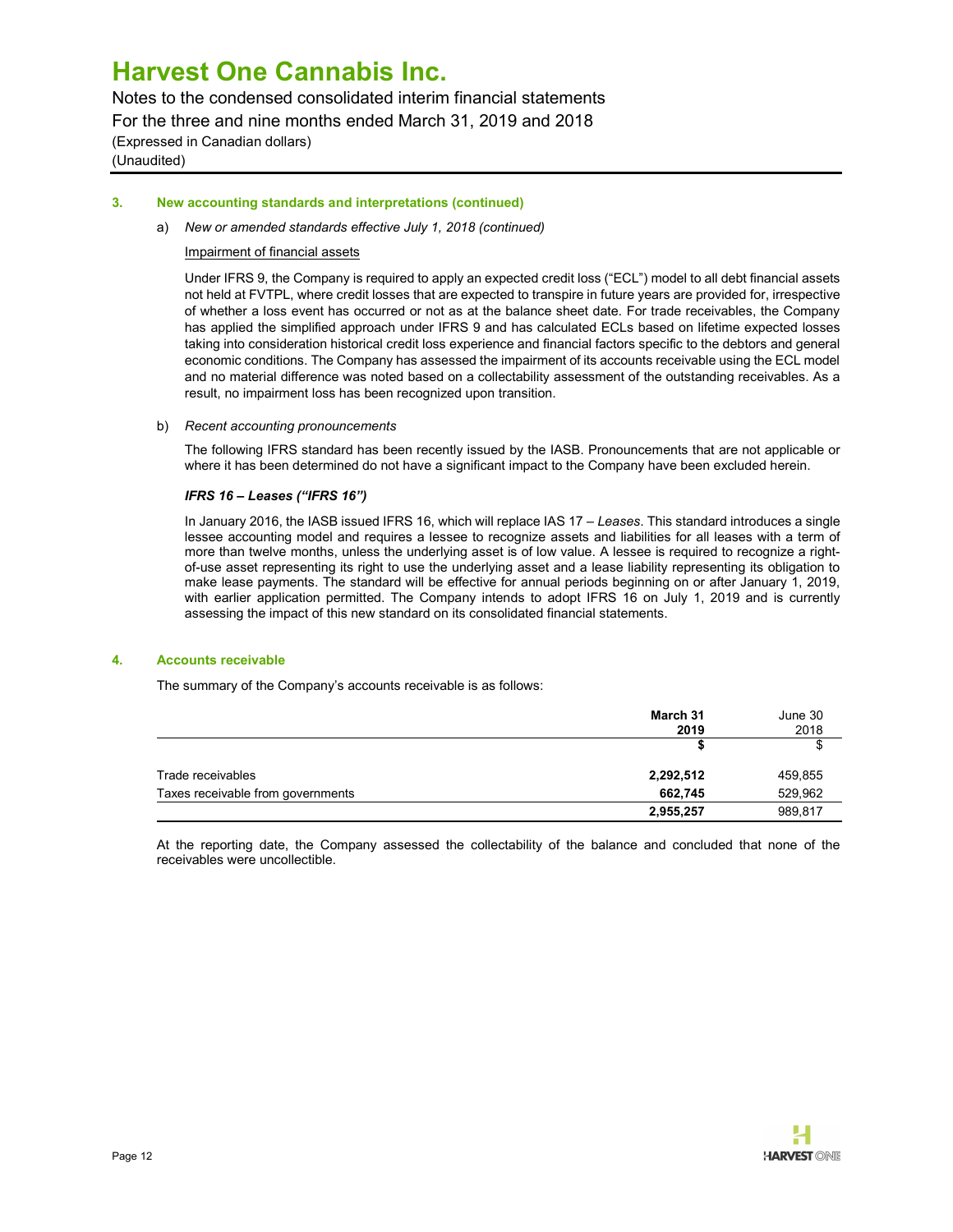### 3. New accounting standards and interpretations (continued)

a) *New or amended standards effective July 1, 2018 (continued)*

Impairment of financial assets

Under IFRS 9, the Company is required to apply an expected credit loss ("ECL") model to all debt financial assets not held at FVTPL, where credit losses that are expected to transpire in future years are provided for, irrespective of whether a loss event has occurred or not as at the balance sheet date. For trade receivables, the Company has applied the simplified approach under IFRS 9 and has calculated ECLs based on lifetime expected losses taking into consideration historical credit loss experience and financial factors specific to the debtors and general economic conditions. The Company has assessed the impairment of its accounts receivable using the ECL model and no material difference was noted based on a collectability assessment of the outstanding receivables. As a result, no impairment loss has been recognized upon transition.

b) *Recent accounting pronouncements*

The following IFRS standard has been recently issued by the IASB. Pronouncements that are not applicable or where it has been determined do not have a significant impact to the Company have been excluded herein.

***IFRS 16 – Leases ("IFRS 16")***

In January 2016, the IASB issued IFRS 16, which will replace IAS 17 – *Leases*. This standard introduces a single lessee accounting model and requires a lessee to recognize assets and liabilities for all leases with a term of more than twelve months, unless the underlying asset is of low value. A lessee is required to recognize a right-of-use asset representing its right to use the underlying asset and a lease liability representing its obligation to make lease payments. The standard will be effective for annual periods beginning on or after January 1, 2019, with earlier application permitted. The Company intends to adopt IFRS 16 on July 1, 2019 and is currently assessing the impact of this new standard on its consolidated financial statements.

### 4. Accounts receivable

The summary of the Company's accounts receivable is as follows:

| | **March 31 2019** | June 30 2018 |
|---|---|---|
| | **$** | $ |
| Trade receivables | **2,292,512** | 459,855 |
| Taxes receivable from governments | **662,745** | 529,962 |
| | **2,955,257** | 989,817 |

At the reporting date, the Company assessed the collectability of the balance and concluded that none of the receivables were uncollectible.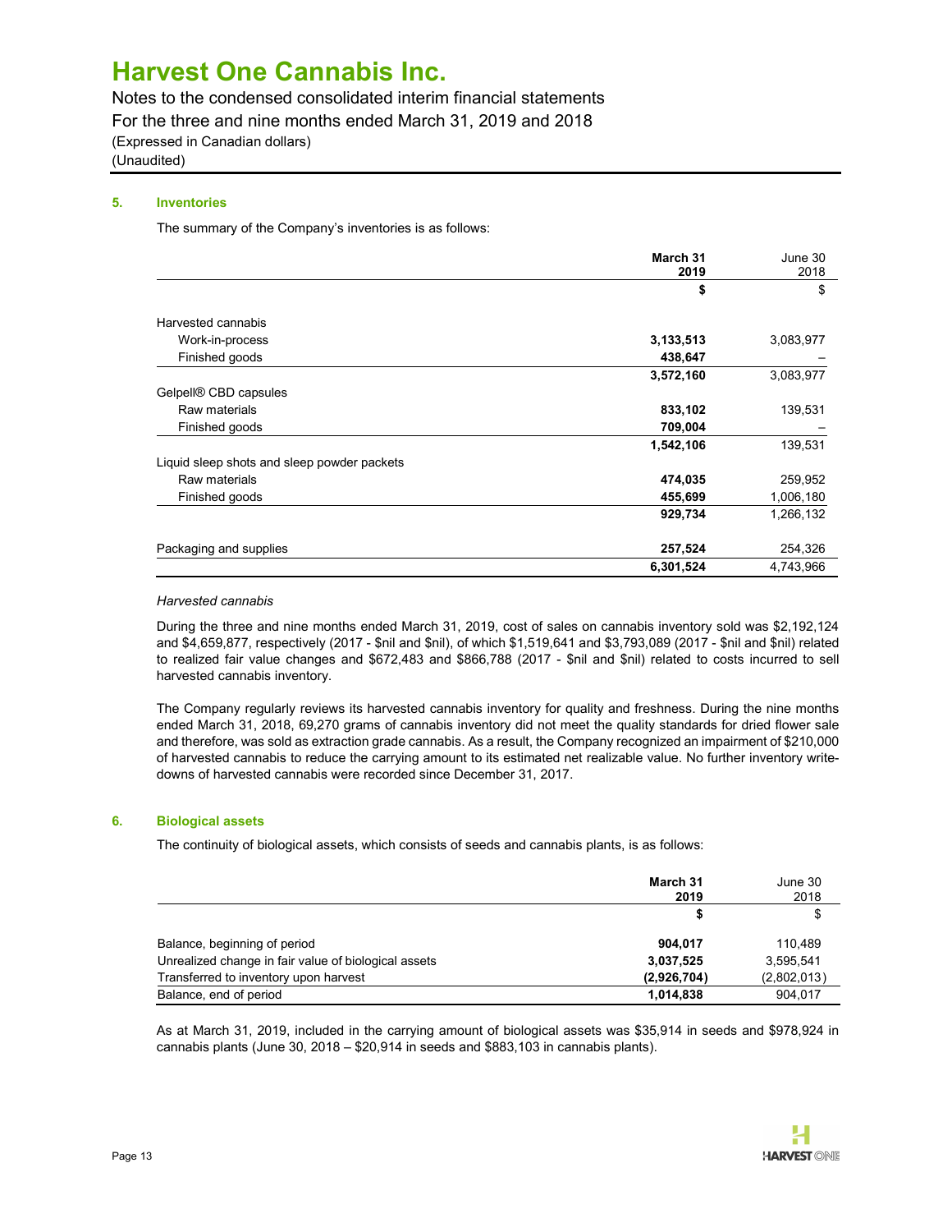# Harvest One Cannabis Inc.

Notes to the condensed consolidated interim financial statements
For the three and nine months ended March 31, 2019 and 2018
(Expressed in Canadian dollars)
(Unaudited)

## 5. Inventories

The summary of the Company's inventories is as follows:

| | **March 31 2019** | June 30 2018 |
|---|---|---|
| | **$** | $ |
| Harvested cannabis | | |
| Work-in-process | **3,133,513** | 3,083,977 |
| Finished goods | **438,647** | – |
| | **3,572,160** | 3,083,977 |
| Gelpell® CBD capsules | | |
| Raw materials | **833,102** | 139,531 |
| Finished goods | **709,004** | – |
| | **1,542,106** | 139,531 |
| Liquid sleep shots and sleep powder packets | | |
| Raw materials | **474,035** | 259,952 |
| Finished goods | **455,699** | 1,006,180 |
| | **929,734** | 1,266,132 |
| Packaging and supplies | **257,524** | 254,326 |
| | **6,301,524** | 4,743,966 |

*Harvested cannabis*

During the three and nine months ended March 31, 2019, cost of sales on cannabis inventory sold was $2,192,124 and $4,659,877, respectively (2017 - $nil and $nil), of which $1,519,641 and $3,793,089 (2017 - $nil and $nil) related to realized fair value changes and $672,483 and $866,788 (2017 - $nil and $nil) related to costs incurred to sell harvested cannabis inventory.

The Company regularly reviews its harvested cannabis inventory for quality and freshness. During the nine months ended March 31, 2018, 69,270 grams of cannabis inventory did not meet the quality standards for dried flower sale and therefore, was sold as extraction grade cannabis. As a result, the Company recognized an impairment of $210,000 of harvested cannabis to reduce the carrying amount to its estimated net realizable value. No further inventory write-downs of harvested cannabis were recorded since December 31, 2017.

## 6. Biological assets

The continuity of biological assets, which consists of seeds and cannabis plants, is as follows:

| | **March 31 2019** | June 30 2018 |
|---|---|---|
| | **$** | $ |
| Balance, beginning of period | **904,017** | 110,489 |
| Unrealized change in fair value of biological assets | **3,037,525** | 3,595,541 |
| Transferred to inventory upon harvest | **(2,926,704)** | (2,802,013) |
| Balance, end of period | **1,014,838** | 904,017 |

As at March 31, 2019, included in the carrying amount of biological assets was $35,914 in seeds and $978,924 in cannabis plants (June 30, 2018 – $20,914 in seeds and $883,103 in cannabis plants).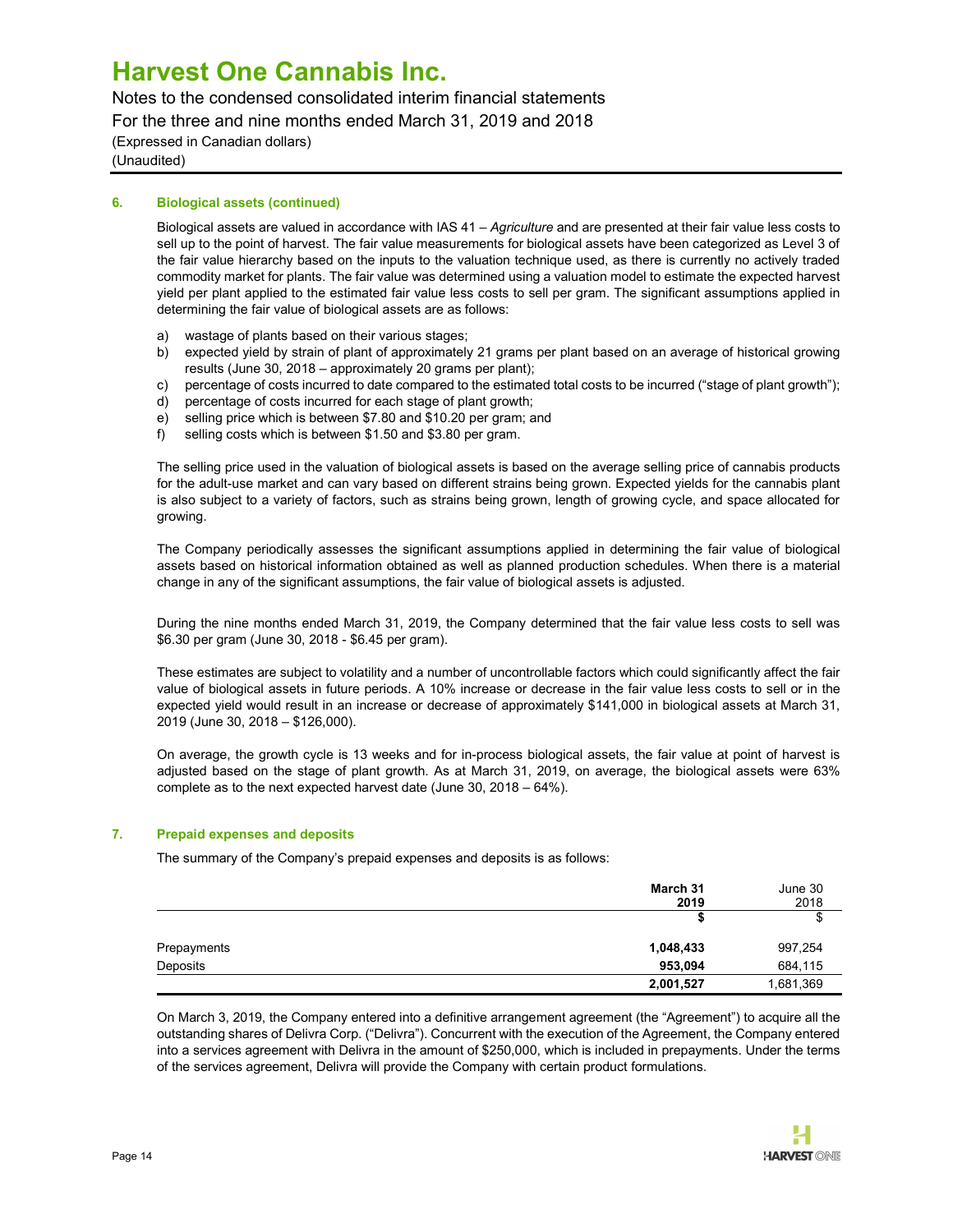### 6. Biological assets (continued)

Biological assets are valued in accordance with IAS 41 – *Agriculture* and are presented at their fair value less costs to sell up to the point of harvest. The fair value measurements for biological assets have been categorized as Level 3 of the fair value hierarchy based on the inputs to the valuation technique used, as there is currently no actively traded commodity market for plants. The fair value was determined using a valuation model to estimate the expected harvest yield per plant applied to the estimated fair value less costs to sell per gram. The significant assumptions applied in determining the fair value of biological assets are as follows:

a) wastage of plants based on their various stages;
b) expected yield by strain of plant of approximately 21 grams per plant based on an average of historical growing results (June 30, 2018 – approximately 20 grams per plant);
c) percentage of costs incurred to date compared to the estimated total costs to be incurred ("stage of plant growth");
d) percentage of costs incurred for each stage of plant growth;
e) selling price which is between $7.80 and $10.20 per gram; and
f) selling costs which is between $1.50 and $3.80 per gram.

The selling price used in the valuation of biological assets is based on the average selling price of cannabis products for the adult-use market and can vary based on different strains being grown. Expected yields for the cannabis plant is also subject to a variety of factors, such as strains being grown, length of growing cycle, and space allocated for growing.

The Company periodically assesses the significant assumptions applied in determining the fair value of biological assets based on historical information obtained as well as planned production schedules. When there is a material change in any of the significant assumptions, the fair value of biological assets is adjusted.

During the nine months ended March 31, 2019, the Company determined that the fair value less costs to sell was $6.30 per gram (June 30, 2018 - $6.45 per gram).

These estimates are subject to volatility and a number of uncontrollable factors which could significantly affect the fair value of biological assets in future periods. A 10% increase or decrease in the fair value less costs to sell or in the expected yield would result in an increase or decrease of approximately $141,000 in biological assets at March 31, 2019 (June 30, 2018 – $126,000).

On average, the growth cycle is 13 weeks and for in-process biological assets, the fair value at point of harvest is adjusted based on the stage of plant growth. As at March 31, 2019, on average, the biological assets were 63% complete as to the next expected harvest date (June 30, 2018 – 64%).

### 7. Prepaid expenses and deposits

The summary of the Company's prepaid expenses and deposits is as follows:

| | **March 31 2019** | June 30 2018 |
|---|---|---|
| | **$** | $ |
| Prepayments | **1,048,433** | 997,254 |
| Deposits | **953,094** | 684,115 |
| | **2,001,527** | 1,681,369 |

On March 3, 2019, the Company entered into a definitive arrangement agreement (the "Agreement") to acquire all the outstanding shares of Delivra Corp. ("Delivra"). Concurrent with the execution of the Agreement, the Company entered into a services agreement with Delivra in the amount of $250,000, which is included in prepayments. Under the terms of the services agreement, Delivra will provide the Company with certain product formulations.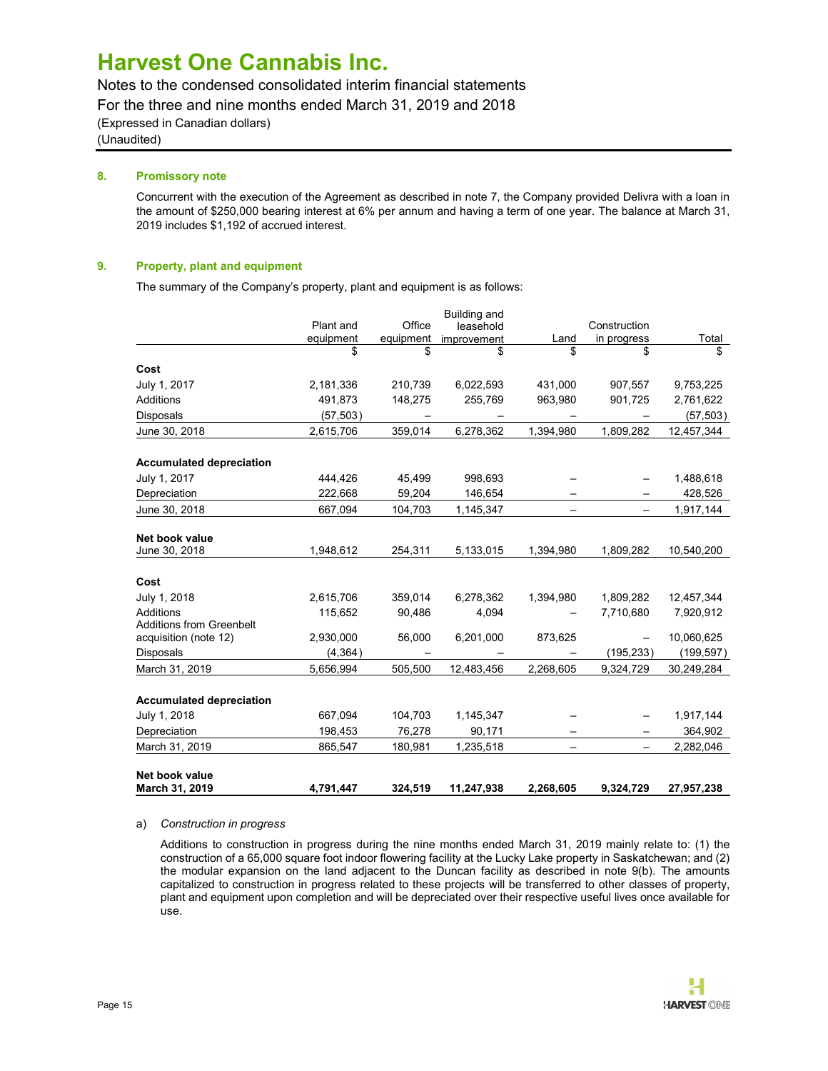# Harvest One Cannabis Inc.

Notes to the condensed consolidated interim financial statements
For the three and nine months ended March 31, 2019 and 2018
(Expressed in Canadian dollars)
(Unaudited)

## 8. Promissory note

Concurrent with the execution of the Agreement as described in note 7, the Company provided Delivra with a loan in the amount of $250,000 bearing interest at 6% per annum and having a term of one year. The balance at March 31, 2019 includes $1,192 of accrued interest.

## 9. Property, plant and equipment

The summary of the Company's property, plant and equipment is as follows:

| | Plant and equipment | Office equipment | Building and leasehold improvement | Land | Construction in progress | Total |
|---|---|---|---|---|---|---|
| | $ | $ | $ | $ | $ | $ |
| **Cost** | | | | | | |
| July 1, 2017 | 2,181,336 | 210,739 | 6,022,593 | 431,000 | 907,557 | 9,753,225 |
| Additions | 491,873 | 148,275 | 255,769 | 963,980 | 901,725 | 2,761,622 |
| Disposals | (57,503) | – | – | – | – | (57,503) |
| June 30, 2018 | 2,615,706 | 359,014 | 6,278,362 | 1,394,980 | 1,809,282 | 12,457,344 |
| **Accumulated depreciation** | | | | | | |
| July 1, 2017 | 444,426 | 45,499 | 998,693 | – | – | 1,488,618 |
| Depreciation | 222,668 | 59,204 | 146,654 | – | – | 428,526 |
| June 30, 2018 | 667,094 | 104,703 | 1,145,347 | – | – | 1,917,144 |
| **Net book value** June 30, 2018 | 1,948,612 | 254,311 | 5,133,015 | 1,394,980 | 1,809,282 | 10,540,200 |
| **Cost** | | | | | | |
| July 1, 2018 | 2,615,706 | 359,014 | 6,278,362 | 1,394,980 | 1,809,282 | 12,457,344 |
| Additions | 115,652 | 90,486 | 4,094 | – | 7,710,680 | 7,920,912 |
| Additions from Greenbelt acquisition (note 12) | 2,930,000 | 56,000 | 6,201,000 | 873,625 | – | 10,060,625 |
| Disposals | (4,364) | – | – | – | (195,233) | (199,597) |
| March 31, 2019 | 5,656,994 | 505,500 | 12,483,456 | 2,268,605 | 9,324,729 | 30,249,284 |
| **Accumulated depreciation** | | | | | | |
| July 1, 2018 | 667,094 | 104,703 | 1,145,347 | – | – | 1,917,144 |
| Depreciation | 198,453 | 76,278 | 90,171 | – | – | 364,902 |
| March 31, 2019 | 865,547 | 180,981 | 1,235,518 | – | – | 2,282,046 |
| **Net book value March 31, 2019** | **4,791,447** | **324,519** | **11,247,938** | **2,268,605** | **9,324,729** | **27,957,238** |

a) *Construction in progress*

Additions to construction in progress during the nine months ended March 31, 2019 mainly relate to: (1) the construction of a 65,000 square foot indoor flowering facility at the Lucky Lake property in Saskatchewan; and (2) the modular expansion on the land adjacent to the Duncan facility as described in note 9(b). The amounts capitalized to construction in progress related to these projects will be transferred to other classes of property, plant and equipment upon completion and will be depreciated over their respective useful lives once available for use.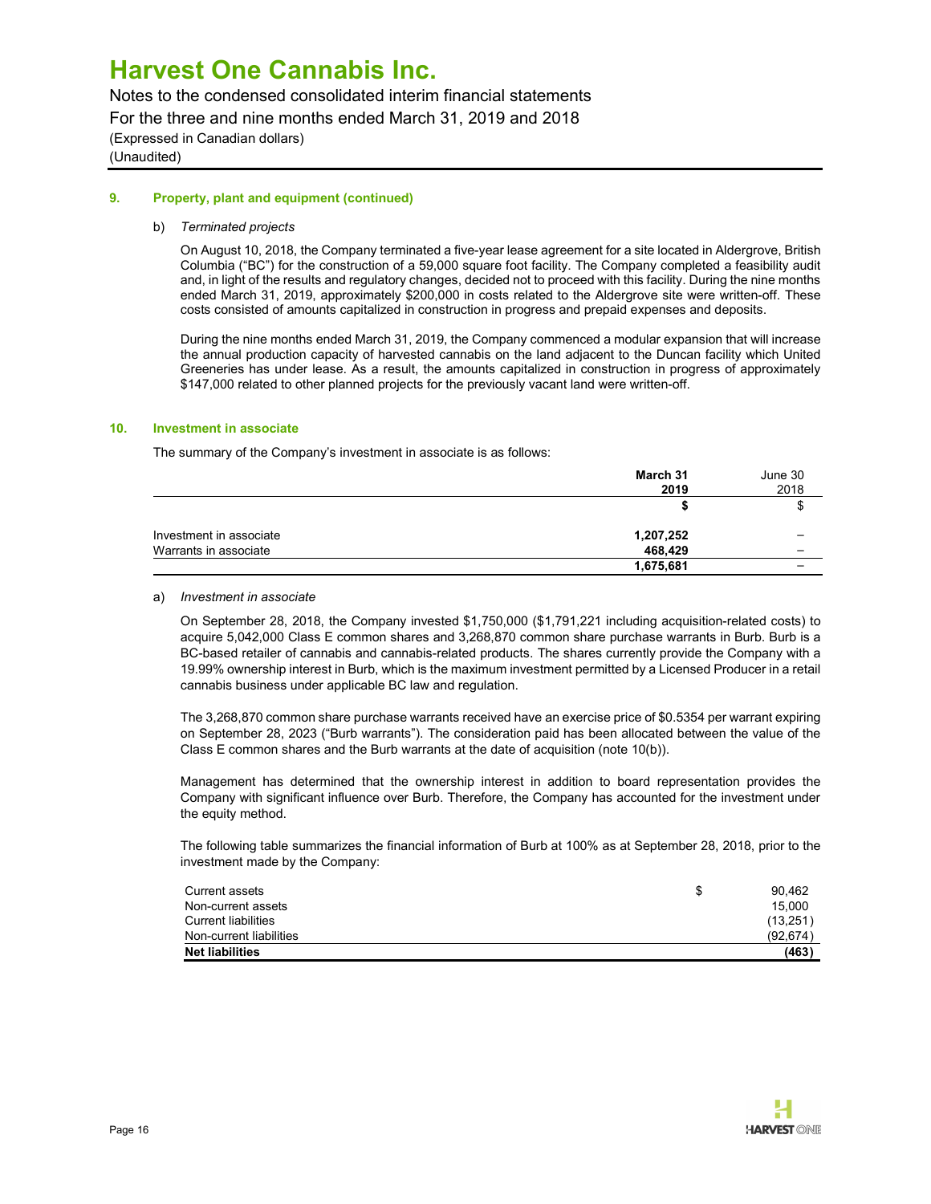## 9. Property, plant and equipment (continued)

b) *Terminated projects*

On August 10, 2018, the Company terminated a five-year lease agreement for a site located in Aldergrove, British Columbia ("BC") for the construction of a 59,000 square foot facility. The Company completed a feasibility audit and, in light of the results and regulatory changes, decided not to proceed with this facility. During the nine months ended March 31, 2019, approximately $200,000 in costs related to the Aldergrove site were written-off. These costs consisted of amounts capitalized in construction in progress and prepaid expenses and deposits.

During the nine months ended March 31, 2019, the Company commenced a modular expansion that will increase the annual production capacity of harvested cannabis on the land adjacent to the Duncan facility which United Greeneries has under lease. As a result, the amounts capitalized in construction in progress of approximately $147,000 related to other planned projects for the previously vacant land were written-off.

## 10. Investment in associate

The summary of the Company's investment in associate is as follows:

| | **March 31 2019** | June 30 2018 |
|---|---|---|
| | **$** | $ |
| Investment in associate | **1,207,252** | – |
| Warrants in associate | **468,429** | – |
| | **1,675,681** | – |

a) *Investment in associate*

On September 28, 2018, the Company invested $1,750,000 ($1,791,221 including acquisition-related costs) to acquire 5,042,000 Class E common shares and 3,268,870 common share purchase warrants in Burb. Burb is a BC-based retailer of cannabis and cannabis-related products. The shares currently provide the Company with a 19.99% ownership interest in Burb, which is the maximum investment permitted by a Licensed Producer in a retail cannabis business under applicable BC law and regulation.

The 3,268,870 common share purchase warrants received have an exercise price of $0.5354 per warrant expiring on September 28, 2023 ("Burb warrants"). The consideration paid has been allocated between the value of the Class E common shares and the Burb warrants at the date of acquisition (note 10(b)).

Management has determined that the ownership interest in addition to board representation provides the Company with significant influence over Burb. Therefore, the Company has accounted for the investment under the equity method.

The following table summarizes the financial information of Burb at 100% as at September 28, 2018, prior to the investment made by the Company:

| | $ |
|---|---|
| Current assets | 90,462 |
| Non-current assets | 15,000 |
| Current liabilities | (13,251) |
| Non-current liabilities | (92,674) |
| **Net liabilities** | **(463)** |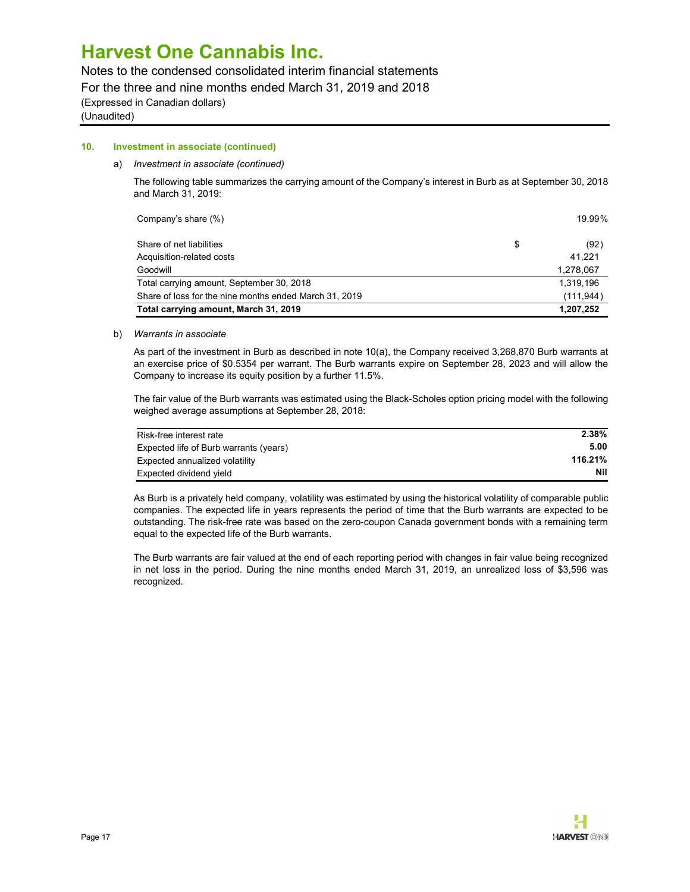# Harvest One Cannabis Inc.

Notes to the condensed consolidated interim financial statements
For the three and nine months ended March 31, 2019 and 2018
(Expressed in Canadian dollars)
(Unaudited)

## 10. Investment in associate (continued)

a) *Investment in associate (continued)*

The following table summarizes the carrying amount of the Company's interest in Burb as at September 30, 2018 and March 31, 2019:

| | | |
|---|---|---|
| Company's share (%) | | 19.99% |
| Share of net liabilities | $ | (92) |
| Acquisition-related costs | | 41,221 |
| Goodwill | | 1,278,067 |
| Total carrying amount, September 30, 2018 | | 1,319,196 |
| Share of loss for the nine months ended March 31, 2019 | | (111,944) |
| **Total carrying amount, March 31, 2019** | | **1,207,252** |

b) *Warrants in associate*

As part of the investment in Burb as described in note 10(a), the Company received 3,268,870 Burb warrants at an exercise price of $0.5354 per warrant. The Burb warrants expire on September 28, 2023 and will allow the Company to increase its equity position by a further 11.5%.

The fair value of the Burb warrants was estimated using the Black-Scholes option pricing model with the following weighed average assumptions at September 28, 2018:

| | |
|---|---|
| Risk-free interest rate | **2.38%** |
| Expected life of Burb warrants (years) | **5.00** |
| Expected annualized volatility | **116.21%** |
| Expected dividend yield | **Nil** |

As Burb is a privately held company, volatility was estimated by using the historical volatility of comparable public companies. The expected life in years represents the period of time that the Burb warrants are expected to be outstanding. The risk-free rate was based on the zero-coupon Canada government bonds with a remaining term equal to the expected life of the Burb warrants.

The Burb warrants are fair valued at the end of each reporting period with changes in fair value being recognized in net loss in the period. During the nine months ended March 31, 2019, an unrealized loss of $3,596 was recognized.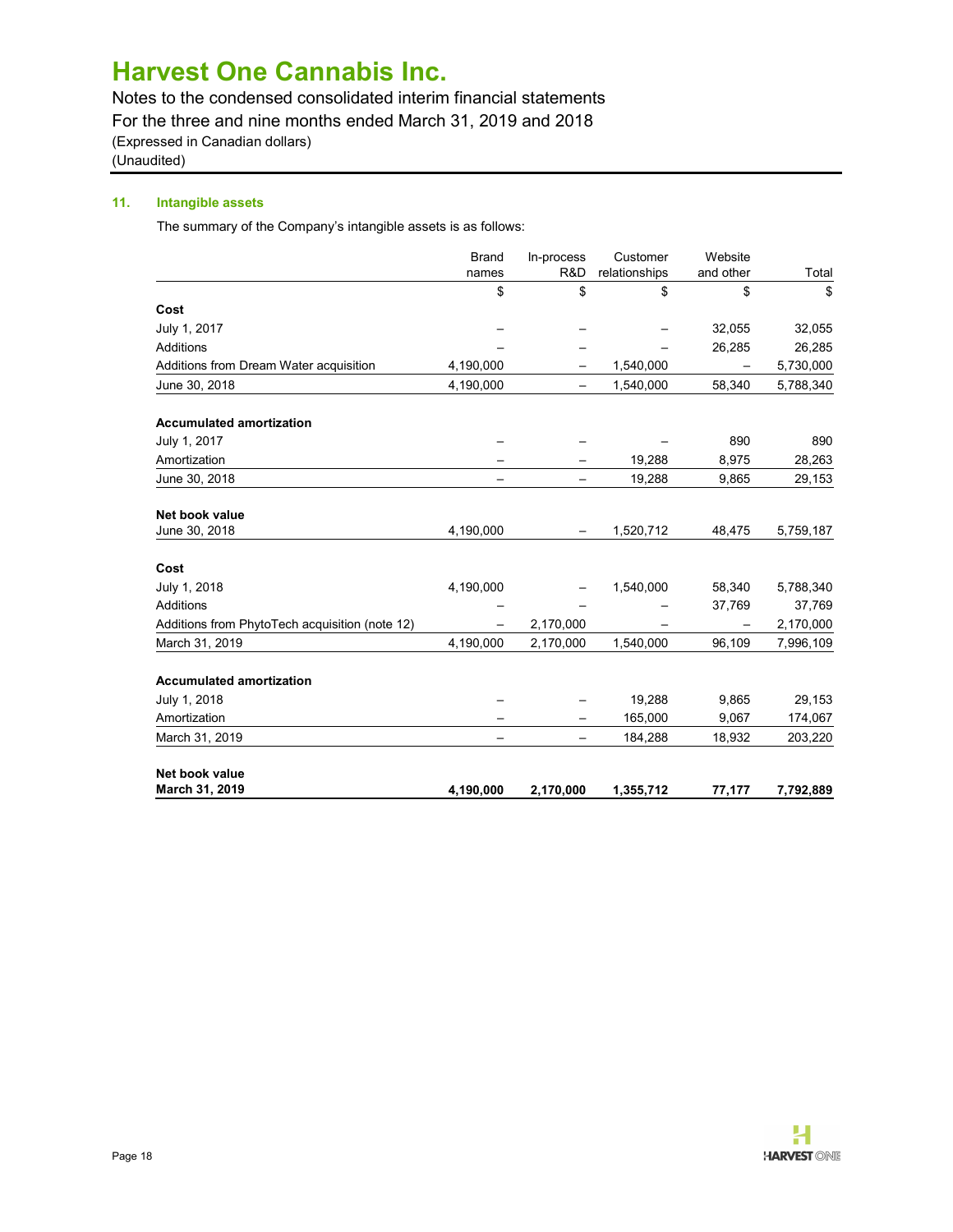### 11. Intangible assets

The summary of the Company's intangible assets is as follows:

| | Brand names | In-process R&D | Customer relationships | Website and other | Total |
|---|---|---|---|---|---|
| | $ | $ | $ | $ | $ |
| **Cost** | | | | | |
| July 1, 2017 | – | – | – | 32,055 | 32,055 |
| Additions | – | – | – | 26,285 | 26,285 |
| Additions from Dream Water acquisition | 4,190,000 | – | 1,540,000 | – | 5,730,000 |
| June 30, 2018 | 4,190,000 | – | 1,540,000 | 58,340 | 5,788,340 |
| **Accumulated amortization** | | | | | |
| July 1, 2017 | – | – | – | 890 | 890 |
| Amortization | – | – | 19,288 | 8,975 | 28,263 |
| June 30, 2018 | – | – | 19,288 | 9,865 | 29,153 |
| **Net book value** | | | | | |
| June 30, 2018 | 4,190,000 | – | 1,520,712 | 48,475 | 5,759,187 |
| **Cost** | | | | | |
| July 1, 2018 | 4,190,000 | – | 1,540,000 | 58,340 | 5,788,340 |
| Additions | – | – | – | 37,769 | 37,769 |
| Additions from PhytoTech acquisition (note 12) | – | 2,170,000 | – | – | 2,170,000 |
| March 31, 2019 | 4,190,000 | 2,170,000 | 1,540,000 | 96,109 | 7,996,109 |
| **Accumulated amortization** | | | | | |
| July 1, 2018 | – | – | 19,288 | 9,865 | 29,153 |
| Amortization | – | – | 165,000 | 9,067 | 174,067 |
| March 31, 2019 | – | – | 184,288 | 18,932 | 203,220 |
| **Net book value** | | | | | |
| **March 31, 2019** | **4,190,000** | **2,170,000** | **1,355,712** | **77,177** | **7,792,889** |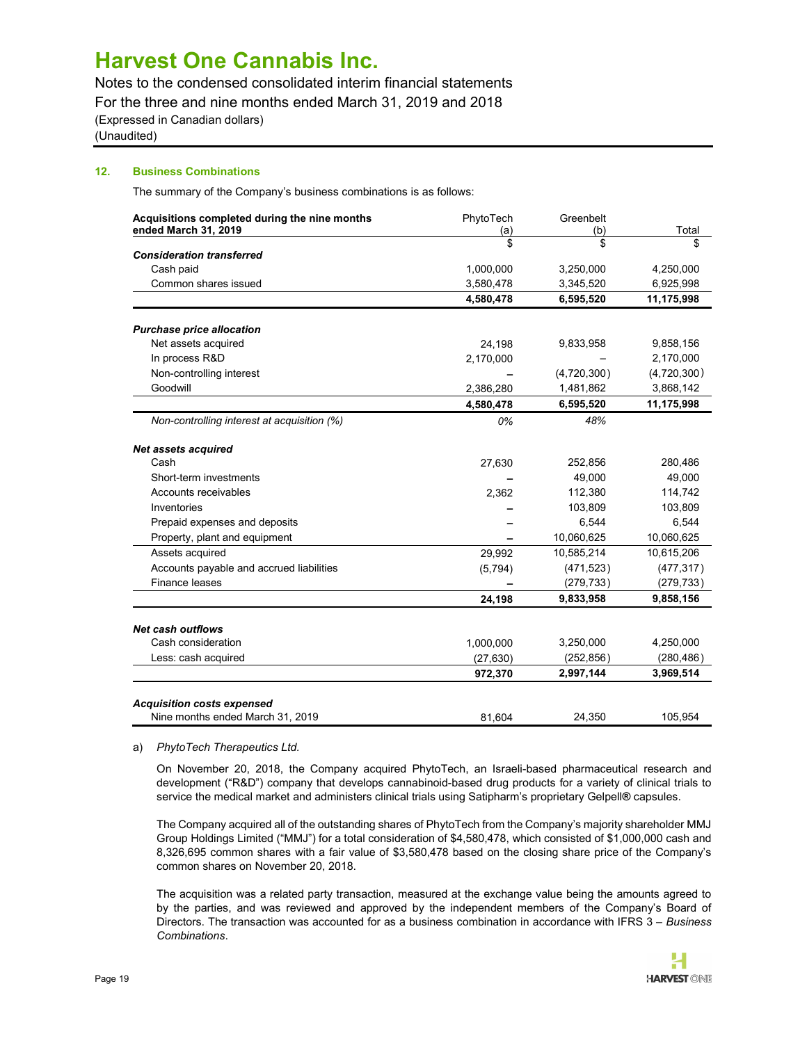# Harvest One Cannabis Inc.

Notes to the condensed consolidated interim financial statements
For the three and nine months ended March 31, 2019 and 2018
(Expressed in Canadian dollars)
(Unaudited)

## 12. Business Combinations

The summary of the Company's business combinations is as follows:

| Acquisitions completed during the nine months ended March 31, 2019 | PhytoTech (a) | Greenbelt (b) | Total |
|---|---|---|---|
| | $ | $ | $ |
| ***Consideration transferred*** | | | |
| Cash paid | 1,000,000 | 3,250,000 | 4,250,000 |
| Common shares issued | 3,580,478 | 3,345,520 | 6,925,998 |
| | **4,580,478** | **6,595,520** | **11,175,998** |
| ***Purchase price allocation*** | | | |
| Net assets acquired | 24,198 | 9,833,958 | 9,858,156 |
| In process R&D | 2,170,000 | – | 2,170,000 |
| Non-controlling interest | – | (4,720,300) | (4,720,300) |
| Goodwill | 2,386,280 | 1,481,862 | 3,868,142 |
| | **4,580,478** | **6,595,520** | **11,175,998** |
| *Non-controlling interest at acquisition (%)* | *0%* | *48%* | |
| ***Net assets acquired*** | | | |
| Cash | 27,630 | 252,856 | 280,486 |
| Short-term investments | – | 49,000 | 49,000 |
| Accounts receivables | 2,362 | 112,380 | 114,742 |
| Inventories | – | 103,809 | 103,809 |
| Prepaid expenses and deposits | – | 6,544 | 6,544 |
| Property, plant and equipment | – | 10,060,625 | 10,060,625 |
| Assets acquired | 29,992 | 10,585,214 | 10,615,206 |
| Accounts payable and accrued liabilities | (5,794) | (471,523) | (477,317) |
| Finance leases | – | (279,733) | (279,733) |
| | **24,198** | **9,833,958** | **9,858,156** |
| ***Net cash outflows*** | | | |
| Cash consideration | 1,000,000 | 3,250,000 | 4,250,000 |
| Less: cash acquired | (27,630) | (252,856) | (280,486) |
| | **972,370** | **2,997,144** | **3,969,514** |
| ***Acquisition costs expensed*** | | | |
| Nine months ended March 31, 2019 | 81,604 | 24,350 | 105,954 |

a) *PhytoTech Therapeutics Ltd.*

On November 20, 2018, the Company acquired PhytoTech, an Israeli-based pharmaceutical research and development ("R&D") company that develops cannabinoid-based drug products for a variety of clinical trials to service the medical market and administers clinical trials using Satipharm's proprietary Gelpell® capsules.

The Company acquired all of the outstanding shares of PhytoTech from the Company's majority shareholder MMJ Group Holdings Limited ("MMJ") for a total consideration of $4,580,478, which consisted of $1,000,000 cash and 8,326,695 common shares with a fair value of $3,580,478 based on the closing share price of the Company's common shares on November 20, 2018.

The acquisition was a related party transaction, measured at the exchange value being the amounts agreed to by the parties, and was reviewed and approved by the independent members of the Company's Board of Directors. The transaction was accounted for as a business combination in accordance with IFRS 3 – *Business Combinations*.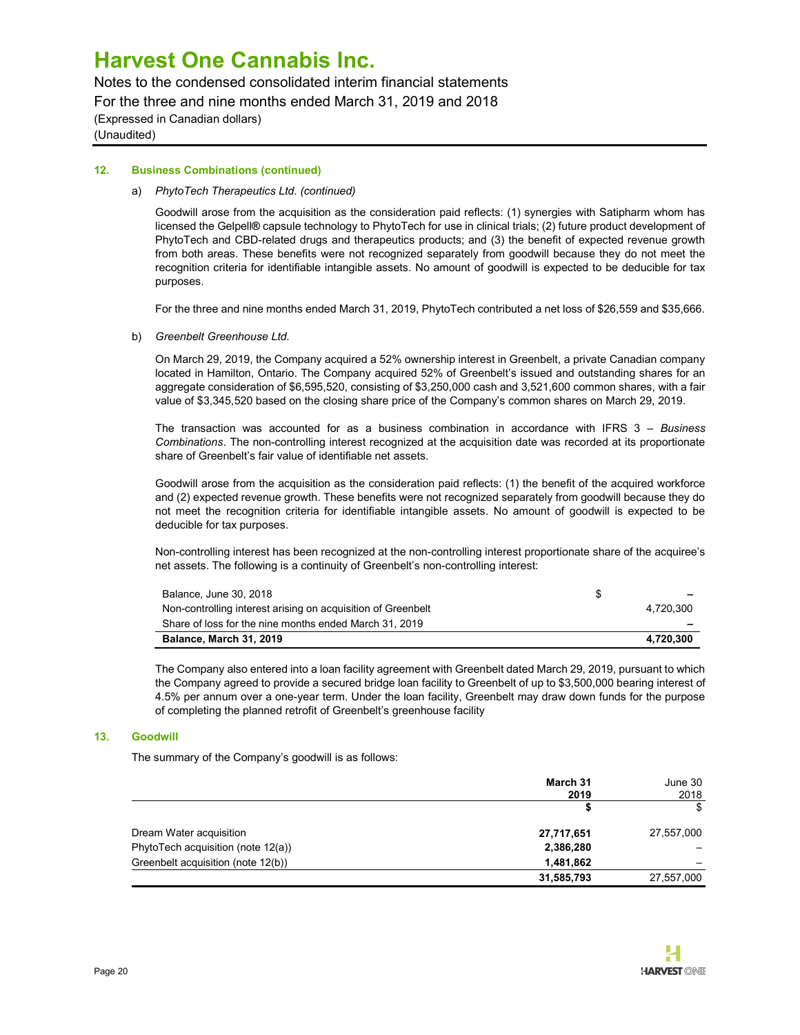### 12. Business Combinations (continued)

a) *PhytoTech Therapeutics Ltd. (continued)*

Goodwill arose from the acquisition as the consideration paid reflects: (1) synergies with Satipharm whom has licensed the Gelpell® capsule technology to PhytoTech for use in clinical trials; (2) future product development of PhytoTech and CBD-related drugs and therapeutics products; and (3) the benefit of expected revenue growth from both areas. These benefits were not recognized separately from goodwill because they do not meet the recognition criteria for identifiable intangible assets. No amount of goodwill is expected to be deducible for tax purposes.

For the three and nine months ended March 31, 2019, PhytoTech contributed a net loss of $26,559 and $35,666.

b) *Greenbelt Greenhouse Ltd.*

On March 29, 2019, the Company acquired a 52% ownership interest in Greenbelt, a private Canadian company located in Hamilton, Ontario. The Company acquired 52% of Greenbelt's issued and outstanding shares for an aggregate consideration of $6,595,520, consisting of $3,250,000 cash and 3,521,600 common shares, with a fair value of $3,345,520 based on the closing share price of the Company's common shares on March 29, 2019.

The transaction was accounted for as a business combination in accordance with IFRS 3 – *Business Combinations*. The non-controlling interest recognized at the acquisition date was recorded at its proportionate share of Greenbelt's fair value of identifiable net assets.

Goodwill arose from the acquisition as the consideration paid reflects: (1) the benefit of the acquired workforce and (2) expected revenue growth. These benefits were not recognized separately from goodwill because they do not meet the recognition criteria for identifiable intangible assets. No amount of goodwill is expected to be deducible for tax purposes.

Non-controlling interest has been recognized at the non-controlling interest proportionate share of the acquiree's net assets. The following is a continuity of Greenbelt's non-controlling interest:

| | $ |
|---|---|
| Balance, June 30, 2018 | – |
| Non-controlling interest arising on acquisition of Greenbelt | 4,720,300 |
| Share of loss for the nine months ended March 31, 2019 | – |
| **Balance, March 31, 2019** | **4,720,300** |

The Company also entered into a loan facility agreement with Greenbelt dated March 29, 2019, pursuant to which the Company agreed to provide a secured bridge loan facility to Greenbelt of up to $3,500,000 bearing interest of 4.5% per annum over a one-year term. Under the loan facility, Greenbelt may draw down funds for the purpose of completing the planned retrofit of Greenbelt's greenhouse facility

### 13. Goodwill

The summary of the Company's goodwill is as follows:

| | **March 31 2019** | June 30 2018 |
|---|---|---|
| | **$** | $ |
| Dream Water acquisition | **27,717,651** | 27,557,000 |
| PhytoTech acquisition (note 12(a)) | **2,386,280** | – |
| Greenbelt acquisition (note 12(b)) | **1,481,862** | – |
| | **31,585,793** | 27,557,000 |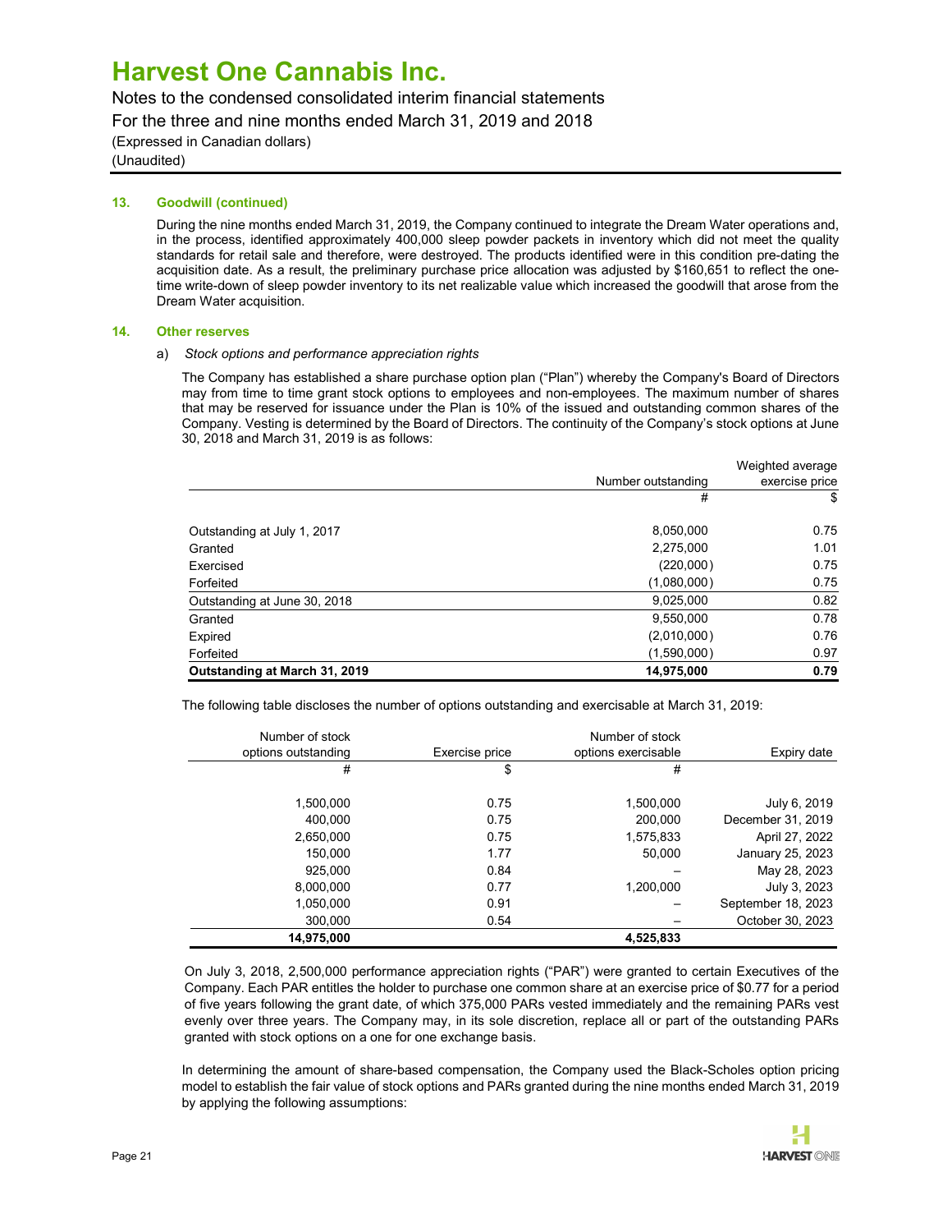# Harvest One Cannabis Inc.

Notes to the condensed consolidated interim financial statements
For the three and nine months ended March 31, 2019 and 2018
(Expressed in Canadian dollars)
(Unaudited)

## 13. Goodwill (continued)

During the nine months ended March 31, 2019, the Company continued to integrate the Dream Water operations and, in the process, identified approximately 400,000 sleep powder packets in inventory which did not meet the quality standards for retail sale and therefore, were destroyed. The products identified were in this condition pre-dating the acquisition date. As a result, the preliminary purchase price allocation was adjusted by $160,651 to reflect the one-time write-down of sleep powder inventory to its net realizable value which increased the goodwill that arose from the Dream Water acquisition.

## 14. Other reserves

a) *Stock options and performance appreciation rights*

The Company has established a share purchase option plan ("Plan") whereby the Company's Board of Directors may from time to time grant stock options to employees and non-employees. The maximum number of shares that may be reserved for issuance under the Plan is 10% of the issued and outstanding common shares of the Company. Vesting is determined by the Board of Directors. The continuity of the Company's stock options at June 30, 2018 and March 31, 2019 is as follows:

| | Number outstanding | Weighted average exercise price |
|---|---|---|
| | # | $ |
| Outstanding at July 1, 2017 | 8,050,000 | 0.75 |
| Granted | 2,275,000 | 1.01 |
| Exercised | (220,000) | 0.75 |
| Forfeited | (1,080,000) | 0.75 |
| Outstanding at June 30, 2018 | 9,025,000 | 0.82 |
| Granted | 9,550,000 | 0.78 |
| Expired | (2,010,000) | 0.76 |
| Forfeited | (1,590,000) | 0.97 |
| **Outstanding at March 31, 2019** | **14,975,000** | **0.79** |

The following table discloses the number of options outstanding and exercisable at March 31, 2019:

| Number of stock options outstanding | Exercise price | Number of stock options exercisable | Expiry date |
|---|---|---|---|
| # | $ | # | |
| 1,500,000 | 0.75 | 1,500,000 | July 6, 2019 |
| 400,000 | 0.75 | 200,000 | December 31, 2019 |
| 2,650,000 | 0.75 | 1,575,833 | April 27, 2022 |
| 150,000 | 1.77 | 50,000 | January 25, 2023 |
| 925,000 | 0.84 | – | May 28, 2023 |
| 8,000,000 | 0.77 | 1,200,000 | July 3, 2023 |
| 1,050,000 | 0.91 | – | September 18, 2023 |
| 300,000 | 0.54 | – | October 30, 2023 |
| **14,975,000** | | **4,525,833** | |

On July 3, 2018, 2,500,000 performance appreciation rights ("PAR") were granted to certain Executives of the Company. Each PAR entitles the holder to purchase one common share at an exercise price of $0.77 for a period of five years following the grant date, of which 375,000 PARs vested immediately and the remaining PARs vest evenly over three years. The Company may, in its sole discretion, replace all or part of the outstanding PARs granted with stock options on a one for one exchange basis.

In determining the amount of share-based compensation, the Company used the Black-Scholes option pricing model to establish the fair value of stock options and PARs granted during the nine months ended March 31, 2019 by applying the following assumptions: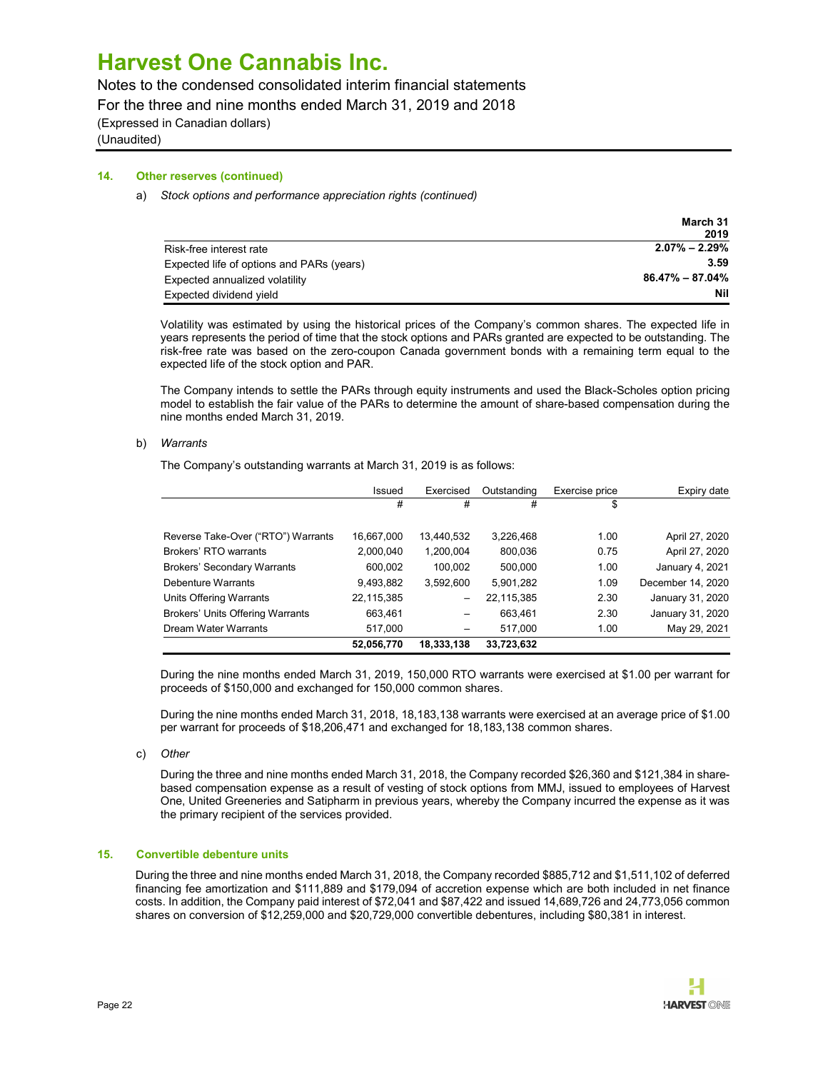# Harvest One Cannabis Inc.

Notes to the condensed consolidated interim financial statements
For the three and nine months ended March 31, 2019 and 2018
(Expressed in Canadian dollars)
(Unaudited)

### 14. Other reserves (continued)

a) *Stock options and performance appreciation rights (continued)*

| | March 31 2019 |
|---|---|
| Risk-free interest rate | **2.07% – 2.29%** |
| Expected life of options and PARs (years) | **3.59** |
| Expected annualized volatility | **86.47% – 87.04%** |
| Expected dividend yield | **Nil** |

Volatility was estimated by using the historical prices of the Company's common shares. The expected life in years represents the period of time that the stock options and PARs granted are expected to be outstanding. The risk-free rate was based on the zero-coupon Canada government bonds with a remaining term equal to the expected life of the stock option and PAR.

The Company intends to settle the PARs through equity instruments and used the Black-Scholes option pricing model to establish the fair value of the PARs to determine the amount of share-based compensation during the nine months ended March 31, 2019.

b) *Warrants*

The Company's outstanding warrants at March 31, 2019 is as follows:

| | Issued | Exercised | Outstanding | Exercise price | Expiry date |
|---|---|---|---|---|---|
| | # | # | # | $ | |
| Reverse Take-Over ("RTO") Warrants | 16,667,000 | 13,440,532 | 3,226,468 | 1.00 | April 27, 2020 |
| Brokers' RTO warrants | 2,000,040 | 1,200,004 | 800,036 | 0.75 | April 27, 2020 |
| Brokers' Secondary Warrants | 600,002 | 100,002 | 500,000 | 1.00 | January 4, 2021 |
| Debenture Warrants | 9,493,882 | 3,592,600 | 5,901,282 | 1.09 | December 14, 2020 |
| Units Offering Warrants | 22,115,385 | – | 22,115,385 | 2.30 | January 31, 2020 |
| Brokers' Units Offering Warrants | 663,461 | – | 663,461 | 2.30 | January 31, 2020 |
| Dream Water Warrants | 517,000 | – | 517,000 | 1.00 | May 29, 2021 |
| | **52,056,770** | **18,333,138** | **33,723,632** | | |

During the nine months ended March 31, 2019, 150,000 RTO warrants were exercised at $1.00 per warrant for proceeds of $150,000 and exchanged for 150,000 common shares.

During the nine months ended March 31, 2018, 18,183,138 warrants were exercised at an average price of $1.00 per warrant for proceeds of $18,206,471 and exchanged for 18,183,138 common shares.

c) *Other*

During the three and nine months ended March 31, 2018, the Company recorded $26,360 and $121,384 in share-based compensation expense as a result of vesting of stock options from MMJ, issued to employees of Harvest One, United Greeneries and Satipharm in previous years, whereby the Company incurred the expense as it was the primary recipient of the services provided.

### 15. Convertible debenture units

During the three and nine months ended March 31, 2018, the Company recorded $885,712 and $1,511,102 of deferred financing fee amortization and $111,889 and $179,094 of accretion expense which are both included in net finance costs. In addition, the Company paid interest of $72,041 and $87,422 and issued 14,689,726 and 24,773,056 common shares on conversion of $12,259,000 and $20,729,000 convertible debentures, including $80,381 in interest.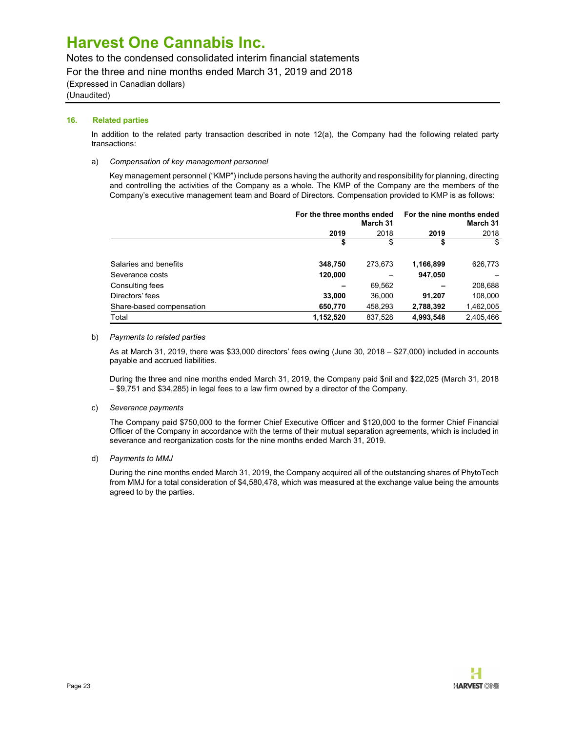# Harvest One Cannabis Inc.

Notes to the condensed consolidated interim financial statements
For the three and nine months ended March 31, 2019 and 2018
(Expressed in Canadian dollars)
(Unaudited)

## 16. Related parties

In addition to the related party transaction described in note 12(a), the Company had the following related party transactions:

a) *Compensation of key management personnel*

Key management personnel ("KMP") include persons having the authority and responsibility for planning, directing and controlling the activities of the Company as a whole. The KMP of the Company are the members of the Company's executive management team and Board of Directors. Compensation provided to KMP is as follows:

| | For the three months ended March 31 | | For the nine months ended March 31 | |
|---|---|---|---|---|
| | **2019** | 2018 | **2019** | 2018 |
| | **$** | $ | **$** | $ |
| Salaries and benefits | **348,750** | 273,673 | **1,166,899** | 626,773 |
| Severance costs | **120,000** | – | **947,050** | – |
| Consulting fees | **–** | 69,562 | **–** | 208,688 |
| Directors' fees | **33,000** | 36,000 | **91,207** | 108,000 |
| Share-based compensation | **650,770** | 458,293 | **2,788,392** | 1,462,005 |
| Total | **1,152,520** | 837,528 | **4,993,548** | 2,405,466 |

b) *Payments to related parties*

As at March 31, 2019, there was $33,000 directors' fees owing (June 30, 2018 – $27,000) included in accounts payable and accrued liabilities.

During the three and nine months ended March 31, 2019, the Company paid $nil and $22,025 (March 31, 2018 – $9,751 and $34,285) in legal fees to a law firm owned by a director of the Company.

c) *Severance payments*

The Company paid $750,000 to the former Chief Executive Officer and $120,000 to the former Chief Financial Officer of the Company in accordance with the terms of their mutual separation agreements, which is included in severance and reorganization costs for the nine months ended March 31, 2019.

d) *Payments to MMJ*

During the nine months ended March 31, 2019, the Company acquired all of the outstanding shares of PhytoTech from MMJ for a total consideration of $4,580,478, which was measured at the exchange value being the amounts agreed to by the parties.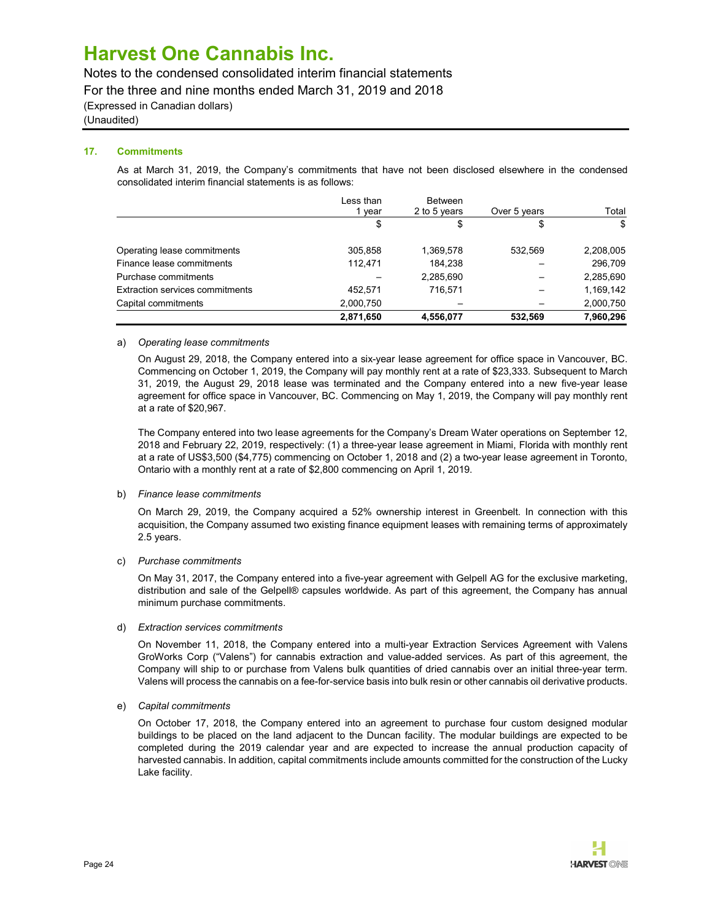# Harvest One Cannabis Inc.

Notes to the condensed consolidated interim financial statements
For the three and nine months ended March 31, 2019 and 2018
(Expressed in Canadian dollars)
(Unaudited)

## 17. Commitments

As at March 31, 2019, the Company's commitments that have not been disclosed elsewhere in the condensed consolidated interim financial statements is as follows:

| | Less than 1 year | Between 2 to 5 years | Over 5 years | Total |
|---|---|---|---|---|
| | $ | $ | $ | $ |
| Operating lease commitments | 305,858 | 1,369,578 | 532,569 | 2,208,005 |
| Finance lease commitments | 112,471 | 184,238 | – | 296,709 |
| Purchase commitments | – | 2,285,690 | – | 2,285,690 |
| Extraction services commitments | 452,571 | 716,571 | – | 1,169,142 |
| Capital commitments | 2,000,750 | – | – | 2,000,750 |
| | **2,871,650** | **4,556,077** | **532,569** | **7,960,296** |

a) *Operating lease commitments*

On August 29, 2018, the Company entered into a six-year lease agreement for office space in Vancouver, BC. Commencing on October 1, 2019, the Company will pay monthly rent at a rate of $23,333. Subsequent to March 31, 2019, the August 29, 2018 lease was terminated and the Company entered into a new five-year lease agreement for office space in Vancouver, BC. Commencing on May 1, 2019, the Company will pay monthly rent at a rate of $20,967.

The Company entered into two lease agreements for the Company's Dream Water operations on September 12, 2018 and February 22, 2019, respectively: (1) a three-year lease agreement in Miami, Florida with monthly rent at a rate of US$3,500 ($4,775) commencing on October 1, 2018 and (2) a two-year lease agreement in Toronto, Ontario with a monthly rent at a rate of $2,800 commencing on April 1, 2019.

b) *Finance lease commitments*

On March 29, 2019, the Company acquired a 52% ownership interest in Greenbelt. In connection with this acquisition, the Company assumed two existing finance equipment leases with remaining terms of approximately 2.5 years.

c) *Purchase commitments*

On May 31, 2017, the Company entered into a five-year agreement with Gelpell AG for the exclusive marketing, distribution and sale of the Gelpell® capsules worldwide. As part of this agreement, the Company has annual minimum purchase commitments.

d) *Extraction services commitments*

On November 11, 2018, the Company entered into a multi-year Extraction Services Agreement with Valens GroWorks Corp ("Valens") for cannabis extraction and value-added services. As part of this agreement, the Company will ship to or purchase from Valens bulk quantities of dried cannabis over an initial three-year term. Valens will process the cannabis on a fee-for-service basis into bulk resin or other cannabis oil derivative products.

e) *Capital commitments*

On October 17, 2018, the Company entered into an agreement to purchase four custom designed modular buildings to be placed on the land adjacent to the Duncan facility. The modular buildings are expected to be completed during the 2019 calendar year and are expected to increase the annual production capacity of harvested cannabis. In addition, capital commitments include amounts committed for the construction of the Lucky Lake facility.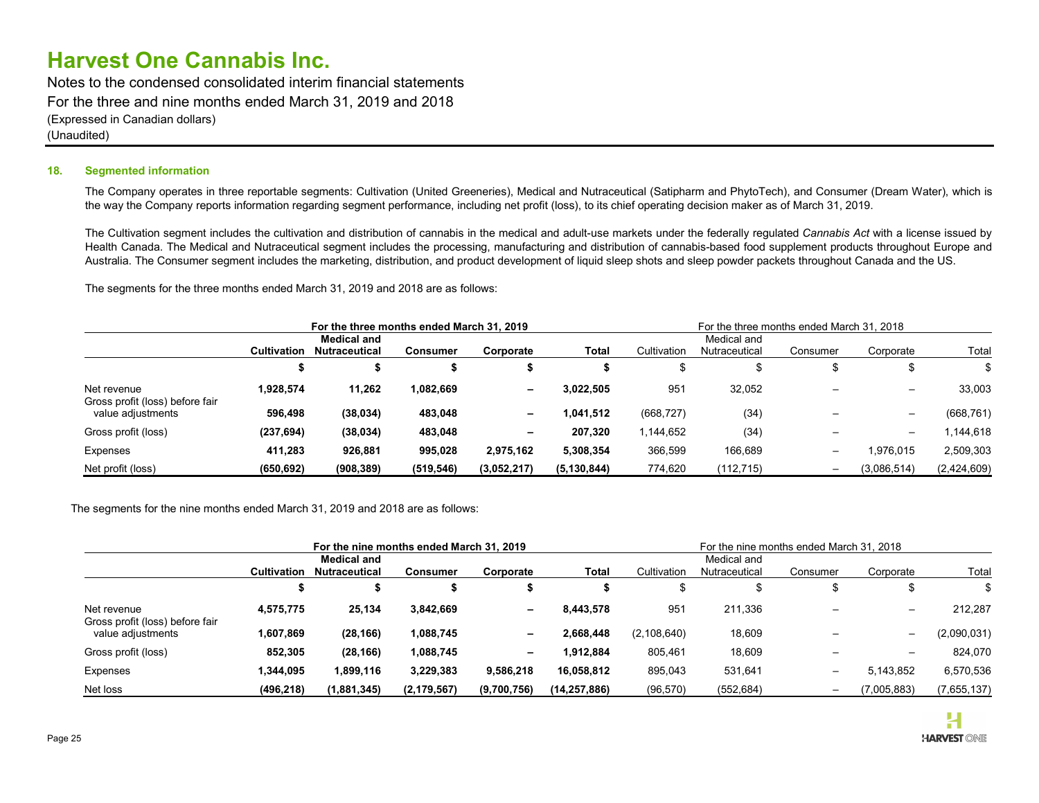# Harvest One Cannabis Inc.

Notes to the condensed consolidated interim financial statements
For the three and nine months ended March 31, 2019 and 2018
(Expressed in Canadian dollars)
(Unaudited)

### 18. Segmented information

The Company operates in three reportable segments: Cultivation (United Greeneries), Medical and Nutraceutical (Satipharm and PhytoTech), and Consumer (Dream Water), which is the way the Company reports information regarding segment performance, including net profit (loss), to its chief operating decision maker as of March 31, 2019.

The Cultivation segment includes the cultivation and distribution of cannabis in the medical and adult-use markets under the federally regulated *Cannabis Act* with a license issued by Health Canada. The Medical and Nutraceutical segment includes the processing, manufacturing and distribution of cannabis-based food supplement products throughout Europe and Australia. The Consumer segment includes the marketing, distribution, and product development of liquid sleep shots and sleep powder packets throughout Canada and the US.

The segments for the three months ended March 31, 2019 and 2018 are as follows:

| | **For the three months ended March 31, 2019** | | | | | For the three months ended March 31, 2018 | | | | |
|---|---|---|---|---|---|---|---|---|---|---|
| | **Cultivation** | **Medical and Nutraceutical** | **Consumer** | **Corporate** | **Total** | Cultivation | Medical and Nutraceutical | Consumer | Corporate | Total |
| | **$** | **$** | **$** | **$** | **$** | $ | $ | $ | $ | $ |
| Net revenue | **1,928,574** | **11,262** | **1,082,669** | **–** | **3,022,505** | 951 | 32,052 | – | – | 33,003 |
| Gross profit (loss) before fair value adjustments | **596,498** | **(38,034)** | **483,048** | **–** | **1,041,512** | (668,727) | (34) | – | – | (668,761) |
| Gross profit (loss) | **(237,694)** | **(38,034)** | **483,048** | **–** | **207,320** | 1,144,652 | (34) | – | – | 1,144,618 |
| Expenses | **411,283** | **926,881** | **995,028** | **2,975,162** | **5,308,354** | 366,599 | 166,689 | – | 1,976,015 | 2,509,303 |
| Net profit (loss) | **(650,692)** | **(908,389)** | **(519,546)** | **(3,052,217)** | **(5,130,844)** | 774,620 | (112,715) | – | (3,086,514) | (2,424,609) |

The segments for the nine months ended March 31, 2019 and 2018 are as follows:

| | **For the nine months ended March 31, 2019** | | | | | For the nine months ended March 31, 2018 | | | | |
|---|---|---|---|---|---|---|---|---|---|---|
| | **Cultivation** | **Medical and Nutraceutical** | **Consumer** | **Corporate** | **Total** | Cultivation | Medical and Nutraceutical | Consumer | Corporate | Total |
| | **$** | **$** | **$** | **$** | **$** | $ | $ | $ | $ | $ |
| Net revenue | **4,575,775** | **25,134** | **3,842,669** | **–** | **8,443,578** | 951 | 211,336 | – | – | 212,287 |
| Gross profit (loss) before fair value adjustments | **1,607,869** | **(28,166)** | **1,088,745** | **–** | **2,668,448** | (2,108,640) | 18,609 | – | – | (2,090,031) |
| Gross profit (loss) | **852,305** | **(28,166)** | **1,088,745** | **–** | **1,912,884** | 805,461 | 18,609 | – | – | 824,070 |
| Expenses | **1,344,095** | **1,899,116** | **3,229,383** | **9,586,218** | **16,058,812** | 895,043 | 531,641 | – | 5,143,852 | 6,570,536 |
| Net loss | **(496,218)** | **(1,881,345)** | **(2,179,567)** | **(9,700,756)** | **(14,257,886)** | (96,570) | (552,684) | – | (7,005,883) | (7,655,137) |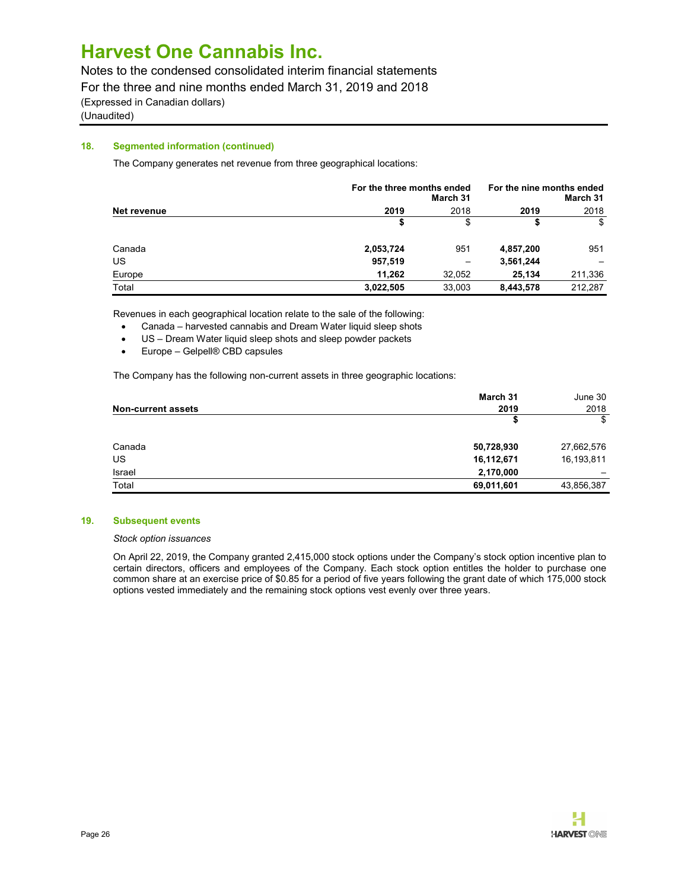### 18. Segmented information (continued)

The Company generates net revenue from three geographical locations:

| Net revenue | For the three months ended March 31 | | For the nine months ended March 31 | |
|---|---|---|---|---|
| | **2019** | 2018 | **2019** | 2018 |
| | **$** | $ | **$** | $ |
| Canada | **2,053,724** | 951 | **4,857,200** | 951 |
| US | **957,519** | – | **3,561,244** | – |
| Europe | **11,262** | 32,052 | **25,134** | 211,336 |
| Total | **3,022,505** | 33,003 | **8,443,578** | 212,287 |

Revenues in each geographical location relate to the sale of the following:

- Canada – harvested cannabis and Dream Water liquid sleep shots
- US – Dream Water liquid sleep shots and sleep powder packets
- Europe – Gelpell® CBD capsules

The Company has the following non-current assets in three geographic locations:

| Non-current assets | **March 31 2019** | June 30 2018 |
|---|---|---|
| | **$** | $ |
| Canada | **50,728,930** | 27,662,576 |
| US | **16,112,671** | 16,193,811 |
| Israel | **2,170,000** | – |
| Total | **69,011,601** | 43,856,387 |

### 19. Subsequent events

*Stock option issuances*

On April 22, 2019, the Company granted 2,415,000 stock options under the Company's stock option incentive plan to certain directors, officers and employees of the Company. Each stock option entitles the holder to purchase one common share at an exercise price of $0.85 for a period of five years following the grant date of which 175,000 stock options vested immediately and the remaining stock options vest evenly over three years.